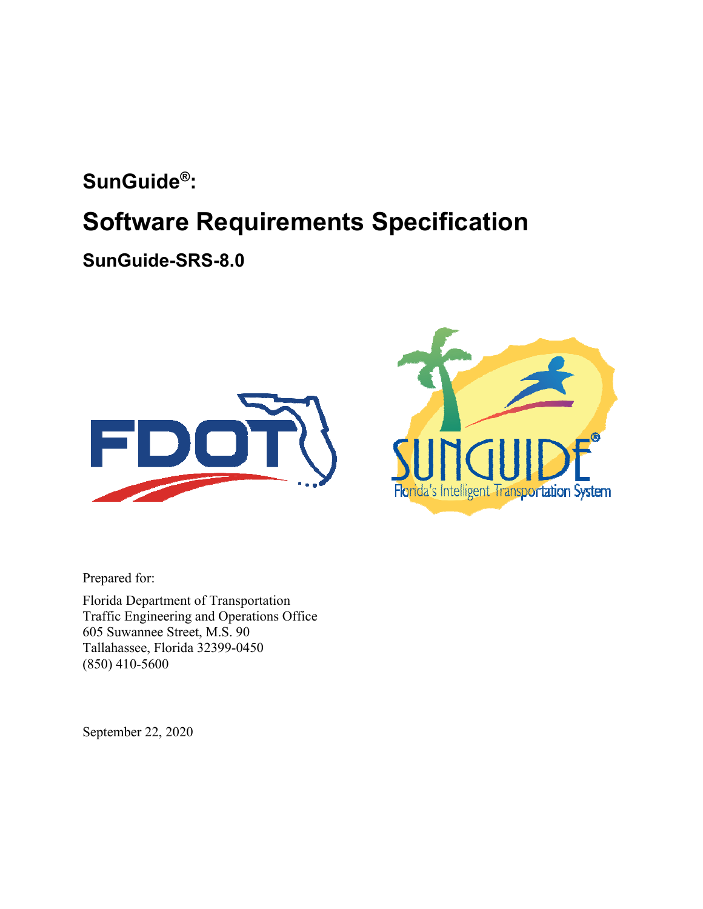**SunGuide®:**

# Software Requirements Specification

## SunGuide-SRS-8.0

Prepared for:

Florida Department of Transportation
Traffic Engineering and Operations Office
605 Suwannee Street, M.S. 90
Tallahassee, Florida 32399-0450
(850) 410-5600

September 22, 2020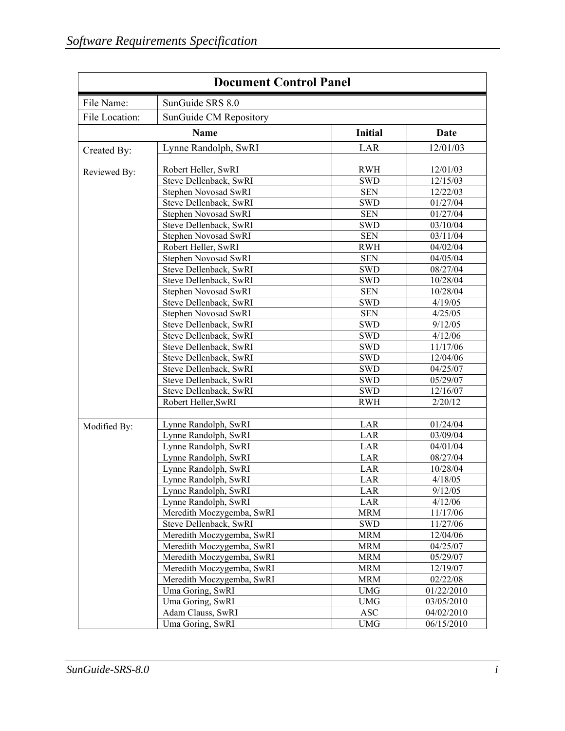## Document Control Panel

| File Name: | SunGuide SRS 8.0 | | |
|---|---|---|---|
| File Location: | SunGuide CM Repository | | |
| | **Name** | **Initial** | **Date** |
| Created By: | Lynne Randolph, SwRI | LAR | 12/01/03 |
| | | | |
| Reviewed By: | Robert Heller, SwRI | RWH | 12/01/03 |
| | Steve Dellenback, SwRI | SWD | 12/15/03 |
| | Stephen Novosad SwRI | SEN | 12/22/03 |
| | Steve Dellenback, SwRI | SWD | 01/27/04 |
| | Stephen Novosad SwRI | SEN | 01/27/04 |
| | Steve Dellenback, SwRI | SWD | 03/10/04 |
| | Stephen Novosad SwRI | SEN | 03/11/04 |
| | Robert Heller, SwRI | RWH | 04/02/04 |
| | Stephen Novosad SwRI | SEN | 04/05/04 |
| | Steve Dellenback, SwRI | SWD | 08/27/04 |
| | Steve Dellenback, SwRI | SWD | 10/28/04 |
| | Stephen Novosad SwRI | SEN | 10/28/04 |
| | Steve Dellenback, SwRI | SWD | 4/19/05 |
| | Stephen Novosad SwRI | SEN | 4/25/05 |
| | Steve Dellenback, SwRI | SWD | 9/12/05 |
| | Steve Dellenback, SwRI | SWD | 4/12/06 |
| | Steve Dellenback, SwRI | SWD | 11/17/06 |
| | Steve Dellenback, SwRI | SWD | 12/04/06 |
| | Steve Dellenback, SwRI | SWD | 04/25/07 |
| | Steve Dellenback, SwRI | SWD | 05/29/07 |
| | Steve Dellenback, SwRI | SWD | 12/16/07 |
| | Robert Heller,SwRI | RWH | 2/20/12 |
| | | | |
| Modified By: | Lynne Randolph, SwRI | LAR | 01/24/04 |
| | Lynne Randolph, SwRI | LAR | 03/09/04 |
| | Lynne Randolph, SwRI | LAR | 04/01/04 |
| | Lynne Randolph, SwRI | LAR | 08/27/04 |
| | Lynne Randolph, SwRI | LAR | 10/28/04 |
| | Lynne Randolph, SwRI | LAR | 4/18/05 |
| | Lynne Randolph, SwRI | LAR | 9/12/05 |
| | Lynne Randolph, SwRI | LAR | 4/12/06 |
| | Meredith Moczygemba, SwRI | MRM | 11/17/06 |
| | Steve Dellenback, SwRI | SWD | 11/27/06 |
| | Meredith Moczygemba, SwRI | MRM | 12/04/06 |
| | Meredith Moczygemba, SwRI | MRM | 04/25/07 |
| | Meredith Moczygemba, SwRI | MRM | 05/29/07 |
| | Meredith Moczygemba, SwRI | MRM | 12/19/07 |
| | Meredith Moczygemba, SwRI | MRM | 02/22/08 |
| | Uma Goring, SwRI | UMG | 01/22/2010 |
| | Uma Goring, SwRI | UMG | 03/05/2010 |
| | Adam Clauss, SwRI | ASC | 04/02/2010 |
| | Uma Goring, SwRI | UMG | 06/15/2010 |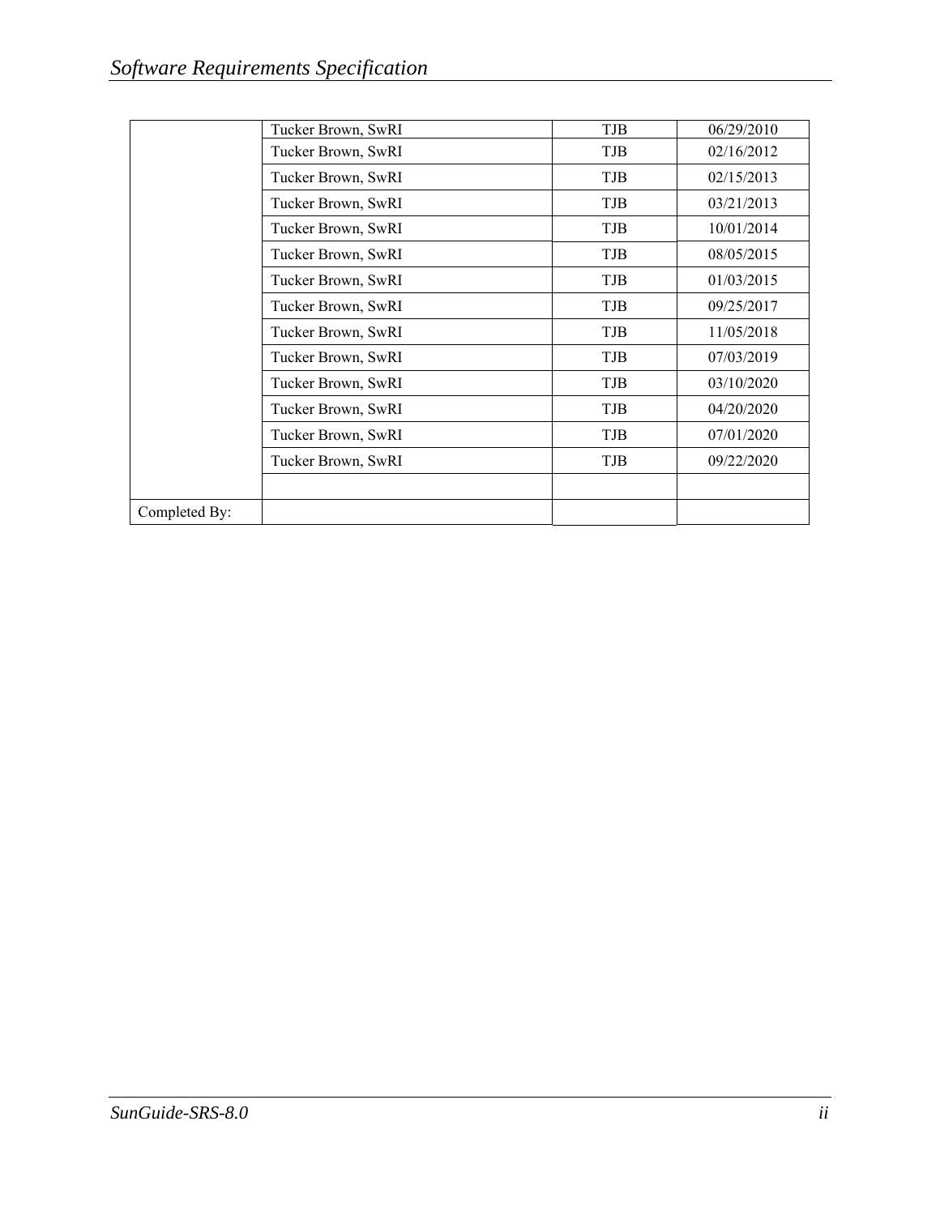| | | | |
|---|---|---|---|
| | Tucker Brown, SwRI | TJB | 06/29/2010 |
| | Tucker Brown, SwRI | TJB | 02/16/2012 |
| | Tucker Brown, SwRI | TJB | 02/15/2013 |
| | Tucker Brown, SwRI | TJB | 03/21/2013 |
| | Tucker Brown, SwRI | TJB | 10/01/2014 |
| | Tucker Brown, SwRI | TJB | 08/05/2015 |
| | Tucker Brown, SwRI | TJB | 01/03/2015 |
| | Tucker Brown, SwRI | TJB | 09/25/2017 |
| | Tucker Brown, SwRI | TJB | 11/05/2018 |
| | Tucker Brown, SwRI | TJB | 07/03/2019 |
| | Tucker Brown, SwRI | TJB | 03/10/2020 |
| | Tucker Brown, SwRI | TJB | 04/20/2020 |
| | Tucker Brown, SwRI | TJB | 07/01/2020 |
| | Tucker Brown, SwRI | TJB | 09/22/2020 |
| | | | |
| Completed By: | | | |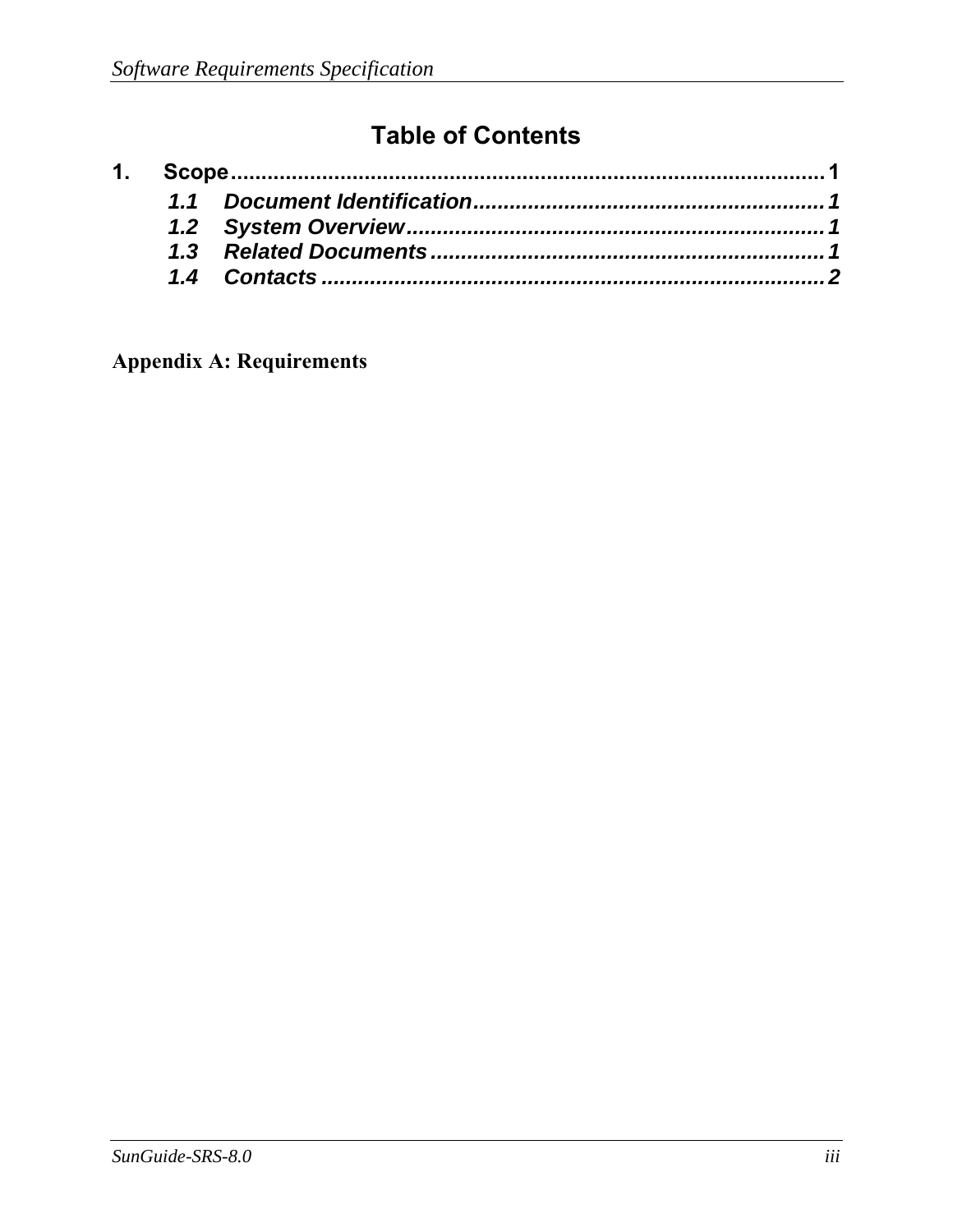# Table of Contents

1. **Scope** ....................................................................................... 1
   - *1.1 Document Identification* ......................................................... 1
   - *1.2 System Overview* .................................................................... 1
   - *1.3 Related Documents* ................................................................. 1
   - *1.4 Contacts* .................................................................................. 2

**Appendix A: Requirements**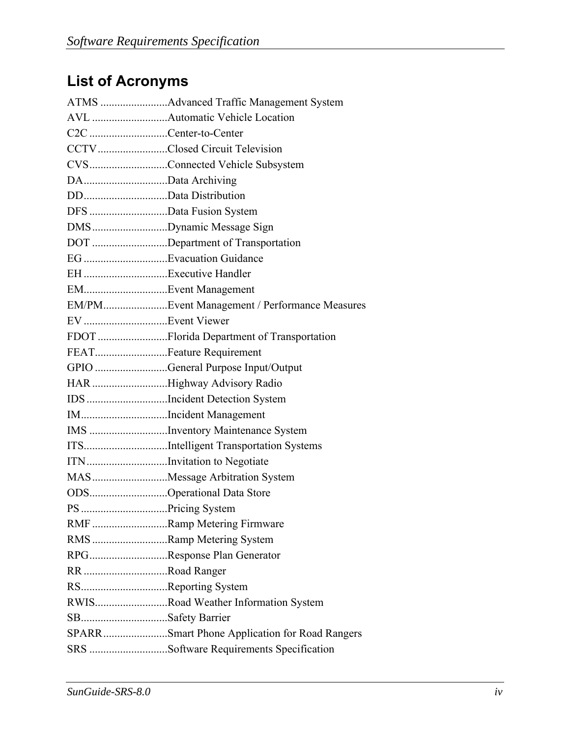## List of Acronyms

ATMS ........................Advanced Traffic Management System
AVL ...........................Automatic Vehicle Location
C2C ............................Center-to-Center
CCTV.........................Closed Circuit Television
CVS............................Connected Vehicle Subsystem
DA..............................Data Archiving
DD..............................Data Distribution
DFS ............................Data Fusion System
DMS...........................Dynamic Message Sign
DOT ...........................Department of Transportation
EG ..............................Evacuation Guidance
EH ..............................Executive Handler
EM..............................Event Management
EM/PM.......................Event Management / Performance Measures
EV ..............................Event Viewer
FDOT .........................Florida Department of Transportation
FEAT..........................Feature Requirement
GPIO ..........................General Purpose Input/Output
HAR ...........................Highway Advisory Radio
IDS .............................Incident Detection System
IM...............................Incident Management
IMS ............................Inventory Maintenance System
ITS..............................Intelligent Transportation Systems
ITN.............................Invitation to Negotiate
MAS ...........................Message Arbitration System
ODS............................Operational Data Store
PS ...............................Pricing System
RMF ...........................Ramp Metering Firmware
RMS ...........................Ramp Metering System
RPG............................Response Plan Generator
RR ..............................Road Ranger
RS...............................Reporting System
RWIS..........................Road Weather Information System
SB...............................Safety Barrier
SPARR.......................Smart Phone Application for Road Rangers
SRS ............................Software Requirements Specification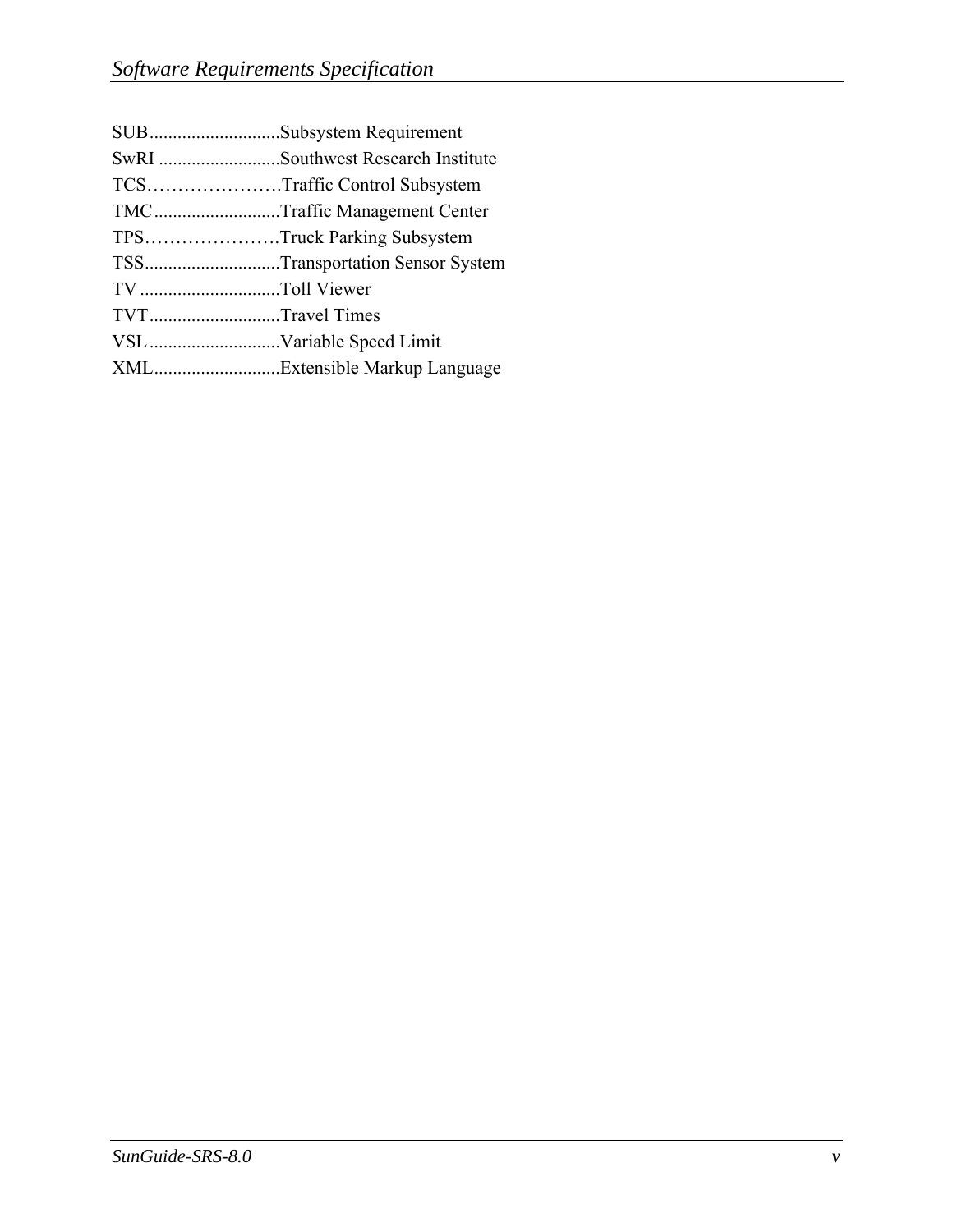SUB............................Subsystem Requirement
SwRI ..........................Southwest Research Institute
TCS………………….Traffic Control Subsystem
TMC...........................Traffic Management Center
TPS………………….Truck Parking Subsystem
TSS.............................Transportation Sensor System
TV ..............................Toll Viewer
TVT............................Travel Times
VSL............................Variable Speed Limit
XML...........................Extensible Markup Language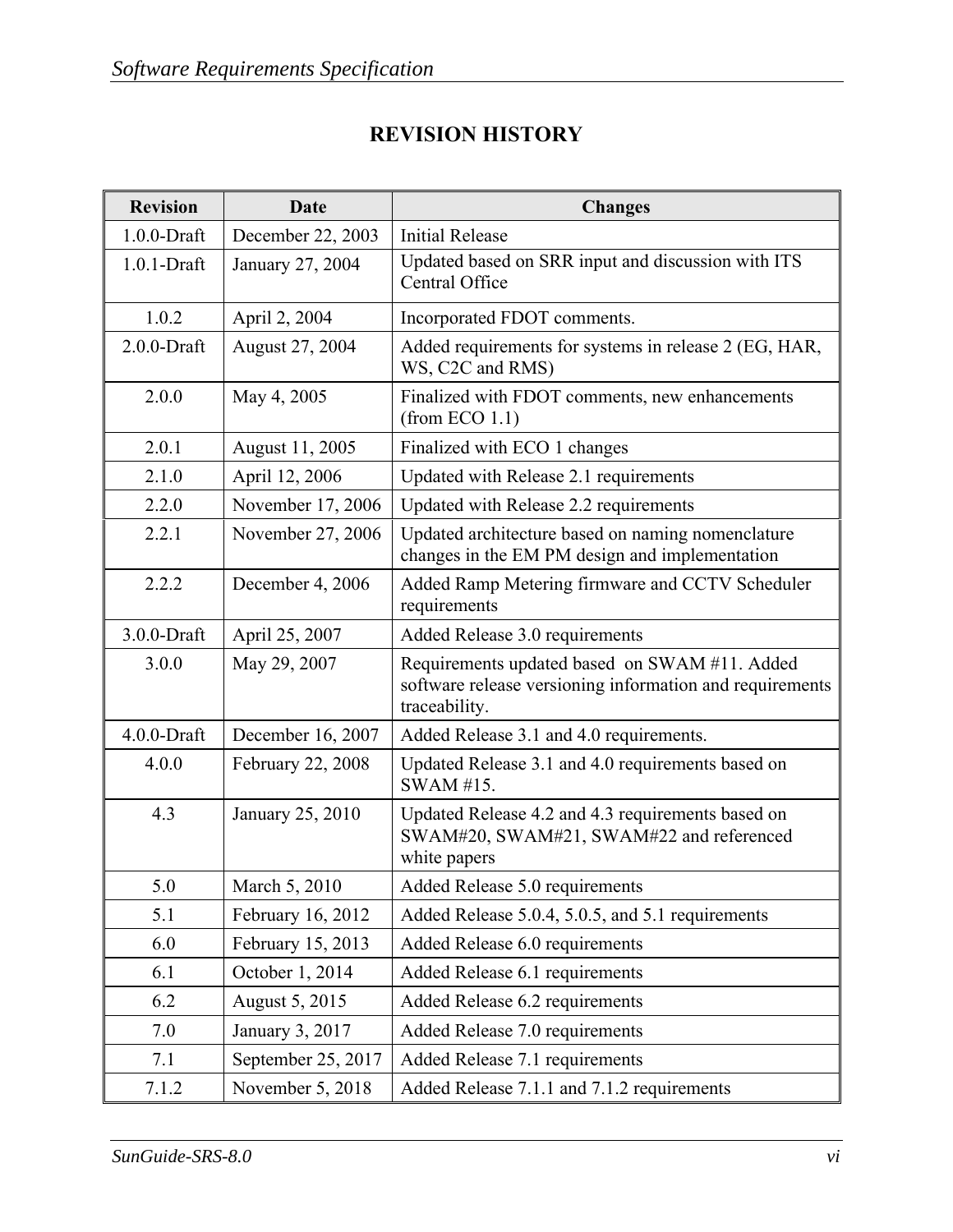# REVISION HISTORY

| Revision | Date | Changes |
|---|---|---|
| 1.0.0-Draft | December 22, 2003 | Initial Release |
| 1.0.1-Draft | January 27, 2004 | Updated based on SRR input and discussion with ITS Central Office |
| 1.0.2 | April 2, 2004 | Incorporated FDOT comments. |
| 2.0.0-Draft | August 27, 2004 | Added requirements for systems in release 2 (EG, HAR, WS, C2C and RMS) |
| 2.0.0 | May 4, 2005 | Finalized with FDOT comments, new enhancements (from ECO 1.1) |
| 2.0.1 | August 11, 2005 | Finalized with ECO 1 changes |
| 2.1.0 | April 12, 2006 | Updated with Release 2.1 requirements |
| 2.2.0 | November 17, 2006 | Updated with Release 2.2 requirements |
| 2.2.1 | November 27, 2006 | Updated architecture based on naming nomenclature changes in the EM PM design and implementation |
| 2.2.2 | December 4, 2006 | Added Ramp Metering firmware and CCTV Scheduler requirements |
| 3.0.0-Draft | April 25, 2007 | Added Release 3.0 requirements |
| 3.0.0 | May 29, 2007 | Requirements updated based on SWAM #11. Added software release versioning information and requirements traceability. |
| 4.0.0-Draft | December 16, 2007 | Added Release 3.1 and 4.0 requirements. |
| 4.0.0 | February 22, 2008 | Updated Release 3.1 and 4.0 requirements based on SWAM #15. |
| 4.3 | January 25, 2010 | Updated Release 4.2 and 4.3 requirements based on SWAM#20, SWAM#21, SWAM#22 and referenced white papers |
| 5.0 | March 5, 2010 | Added Release 5.0 requirements |
| 5.1 | February 16, 2012 | Added Release 5.0.4, 5.0.5, and 5.1 requirements |
| 6.0 | February 15, 2013 | Added Release 6.0 requirements |
| 6.1 | October 1, 2014 | Added Release 6.1 requirements |
| 6.2 | August 5, 2015 | Added Release 6.2 requirements |
| 7.0 | January 3, 2017 | Added Release 7.0 requirements |
| 7.1 | September 25, 2017 | Added Release 7.1 requirements |
| 7.1.2 | November 5, 2018 | Added Release 7.1.1 and 7.1.2 requirements |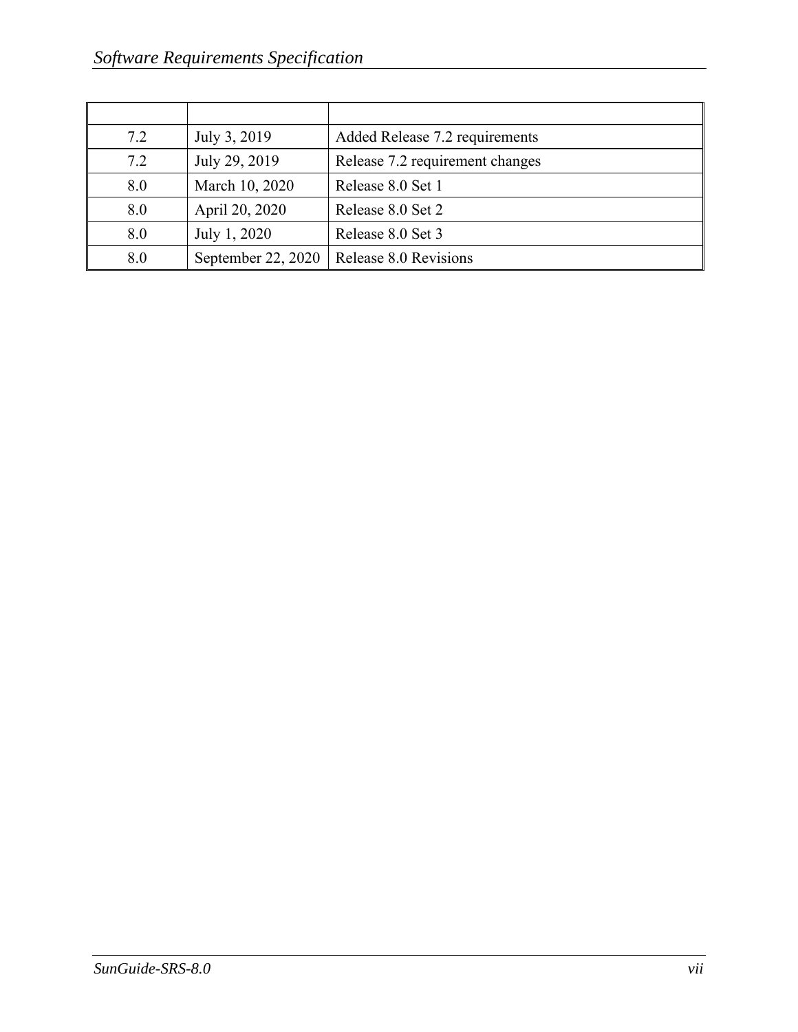| | | |
|---|---|---|
| 7.2 | July 3, 2019 | Added Release 7.2 requirements |
| 7.2 | July 29, 2019 | Release 7.2 requirement changes |
| 8.0 | March 10, 2020 | Release 8.0 Set 1 |
| 8.0 | April 20, 2020 | Release 8.0 Set 2 |
| 8.0 | July 1, 2020 | Release 8.0 Set 3 |
| 8.0 | September 22, 2020 | Release 8.0 Revisions |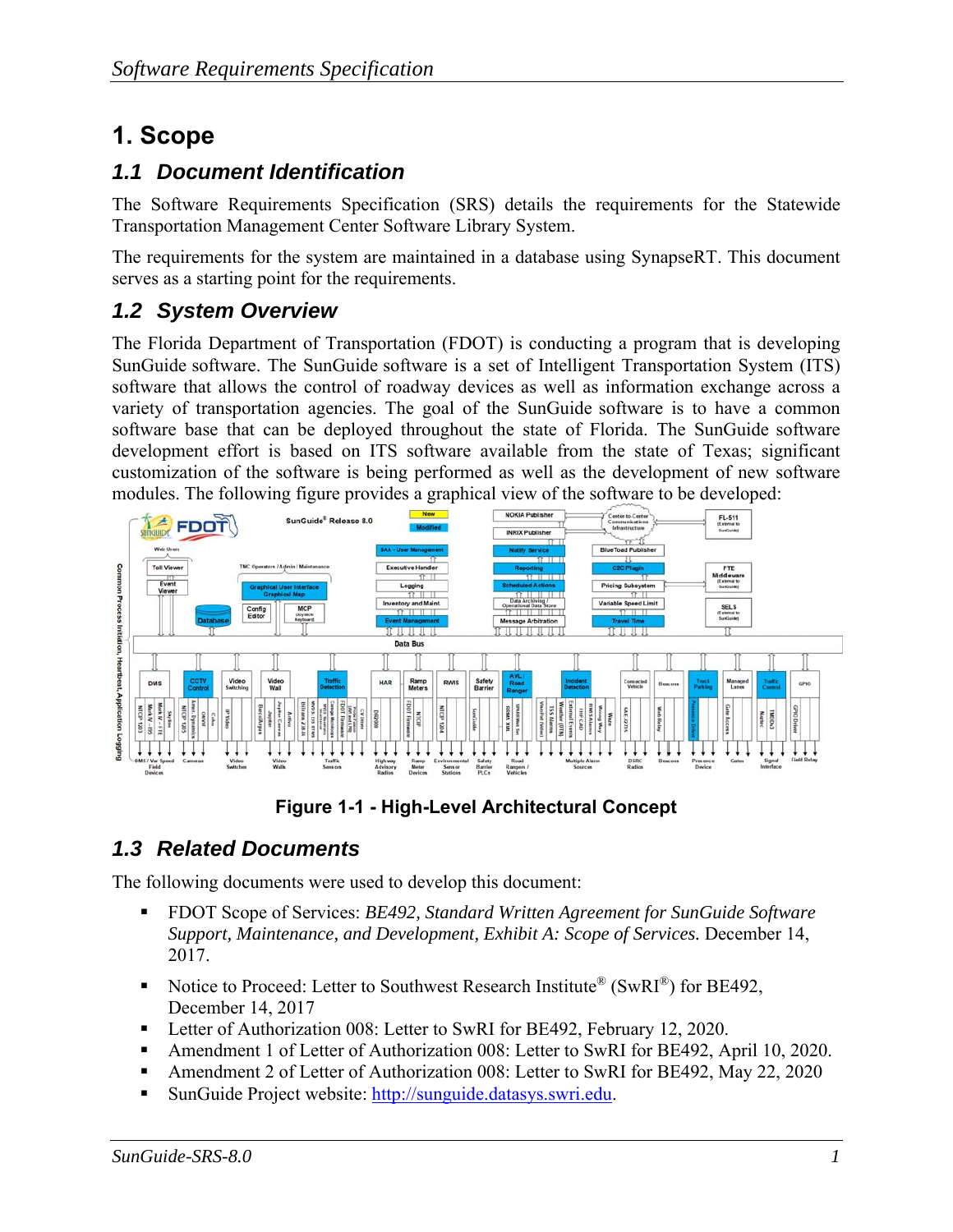# 1. Scope

## 1.1 Document Identification

The Software Requirements Specification (SRS) details the requirements for the Statewide Transportation Management Center Software Library System.

The requirements for the system are maintained in a database using SynapseRT. This document serves as a starting point for the requirements.

## 1.2 System Overview

The Florida Department of Transportation (FDOT) is conducting a program that is developing SunGuide software. The SunGuide software is a set of Intelligent Transportation System (ITS) software that allows the control of roadway devices as well as information exchange across a variety of transportation agencies. The goal of the SunGuide software is to have a common software base that can be deployed throughout the state of Florida. The SunGuide software development effort is based on ITS software available from the state of Texas; significant customization of the software is being performed as well as the development of new software modules. The following figure provides a graphical view of the software to be developed:

**Figure 1-1 - High-Level Architectural Concept**

## 1.3 Related Documents

The following documents were used to develop this document:

- FDOT Scope of Services: *BE492, Standard Written Agreement for SunGuide Software Support, Maintenance, and Development, Exhibit A: Scope of Services.* December 14, 2017.
- Notice to Proceed: Letter to Southwest Research Institute® (SwRI®) for BE492, December 14, 2017
- Letter of Authorization 008: Letter to SwRI for BE492, February 12, 2020.
- Amendment 1 of Letter of Authorization 008: Letter to SwRI for BE492, April 10, 2020.
- Amendment 2 of Letter of Authorization 008: Letter to SwRI for BE492, May 22, 2020
- SunGuide Project website: http://sunguide.datasys.swri.edu.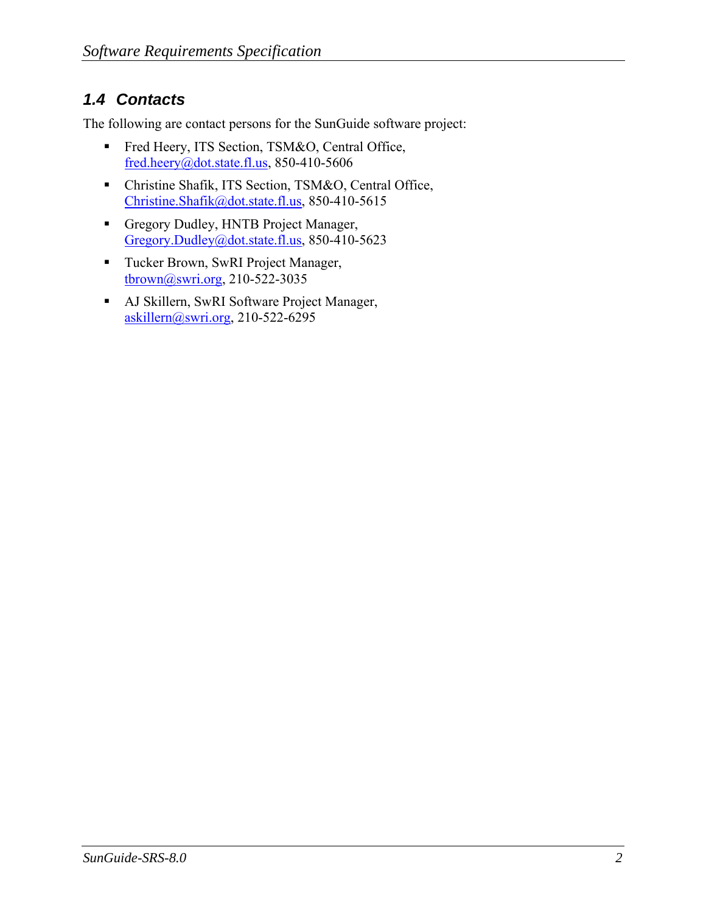## 1.4 Contacts

The following are contact persons for the SunGuide software project:

- Fred Heery, ITS Section, TSM&O, Central Office, fred.heery@dot.state.fl.us, 850-410-5606
- Christine Shafik, ITS Section, TSM&O, Central Office, Christine.Shafik@dot.state.fl.us, 850-410-5615
- Gregory Dudley, HNTB Project Manager, Gregory.Dudley@dot.state.fl.us, 850-410-5623
- Tucker Brown, SwRI Project Manager, tbrown@swri.org, 210-522-3035
- AJ Skillern, SwRI Software Project Manager, askillern@swri.org, 210-522-6295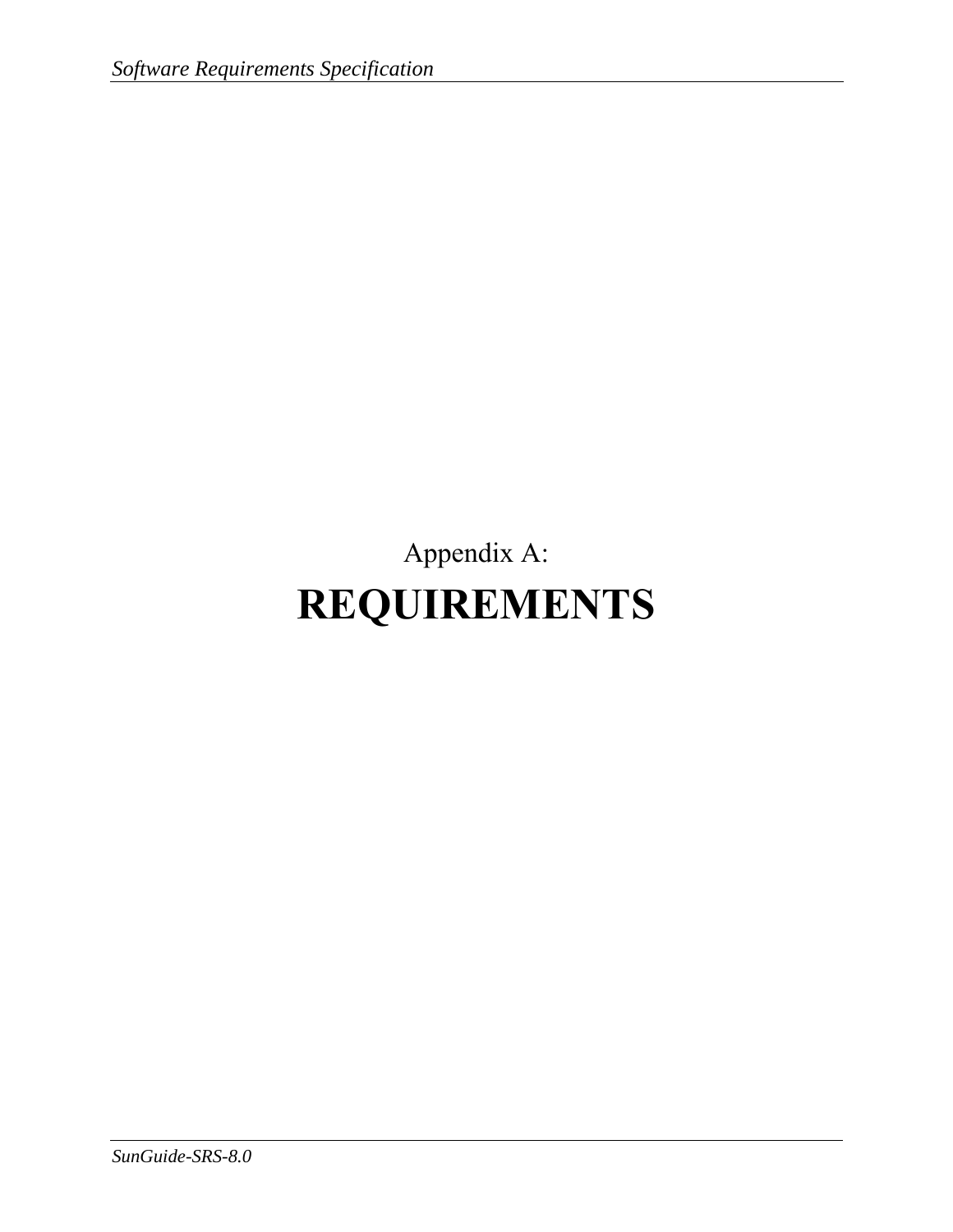Appendix A:

# REQUIREMENTS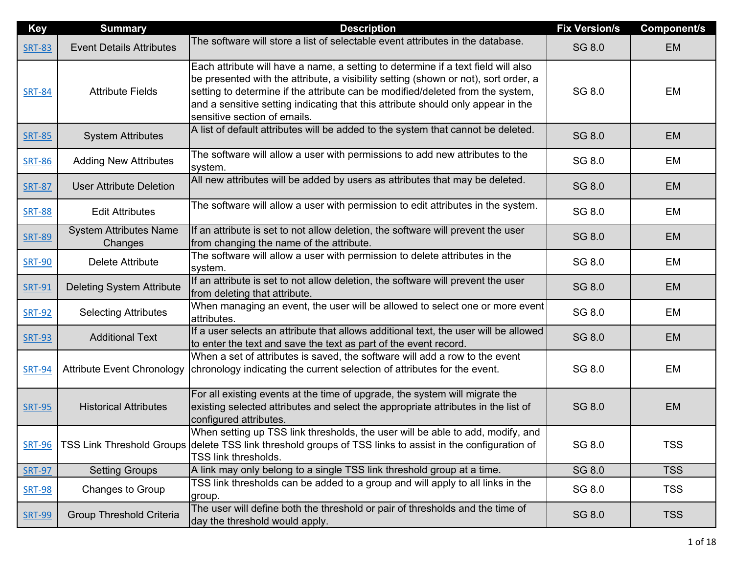| Key | Summary | Description | Fix Version/s | Component/s |
| --- | --- | --- | --- | --- |
| SRT-83 | Event Details Attributes | The software will store a list of selectable event attributes in the database. | SG 8.0 | EM |
| SRT-84 | Attribute Fields | Each attribute will have a name, a setting to determine if a text field will also be presented with the attribute, a visibility setting (shown or not), sort order, a setting to determine if the attribute can be modified/deleted from the system, and a sensitive setting indicating that this attribute should only appear in the sensitive section of emails. | SG 8.0 | EM |
| SRT-85 | System Attributes | A list of default attributes will be added to the system that cannot be deleted. | SG 8.0 | EM |
| SRT-86 | Adding New Attributes | The software will allow a user with permissions to add new attributes to the system. | SG 8.0 | EM |
| SRT-87 | User Attribute Deletion | All new attributes will be added by users as attributes that may be deleted. | SG 8.0 | EM |
| SRT-88 | Edit Attributes | The software will allow a user with permission to edit attributes in the system. | SG 8.0 | EM |
| SRT-89 | System Attributes Name Changes | If an attribute is set to not allow deletion, the software will prevent the user from changing the name of the attribute. | SG 8.0 | EM |
| SRT-90 | Delete Attribute | The software will allow a user with permission to delete attributes in the system. | SG 8.0 | EM |
| SRT-91 | Deleting System Attribute | If an attribute is set to not allow deletion, the software will prevent the user from deleting that attribute. | SG 8.0 | EM |
| SRT-92 | Selecting Attributes | When managing an event, the user will be allowed to select one or more event attributes. | SG 8.0 | EM |
| SRT-93 | Additional Text | If a user selects an attribute that allows additional text, the user will be allowed to enter the text and save the text as part of the event record. | SG 8.0 | EM |
| SRT-94 | Attribute Event Chronology | When a set of attributes is saved, the software will add a row to the event chronology indicating the current selection of attributes for the event. | SG 8.0 | EM |
| SRT-95 | Historical Attributes | For all existing events at the time of upgrade, the system will migrate the existing selected attributes and select the appropriate attributes in the list of configured attributes. | SG 8.0 | EM |
| SRT-96 | TSS Link Threshold Groups | When setting up TSS link thresholds, the user will be able to add, modify, and delete TSS link threshold groups of TSS links to assist in the configuration of TSS link thresholds. | SG 8.0 | TSS |
| SRT-97 | Setting Groups | A link may only belong to a single TSS link threshold group at a time. | SG 8.0 | TSS |
| SRT-98 | Changes to Group | TSS link thresholds can be added to a group and will apply to all links in the group. | SG 8.0 | TSS |
| SRT-99 | Group Threshold Criteria | The user will define both the threshold or pair of thresholds and the time of day the threshold would apply. | SG 8.0 | TSS |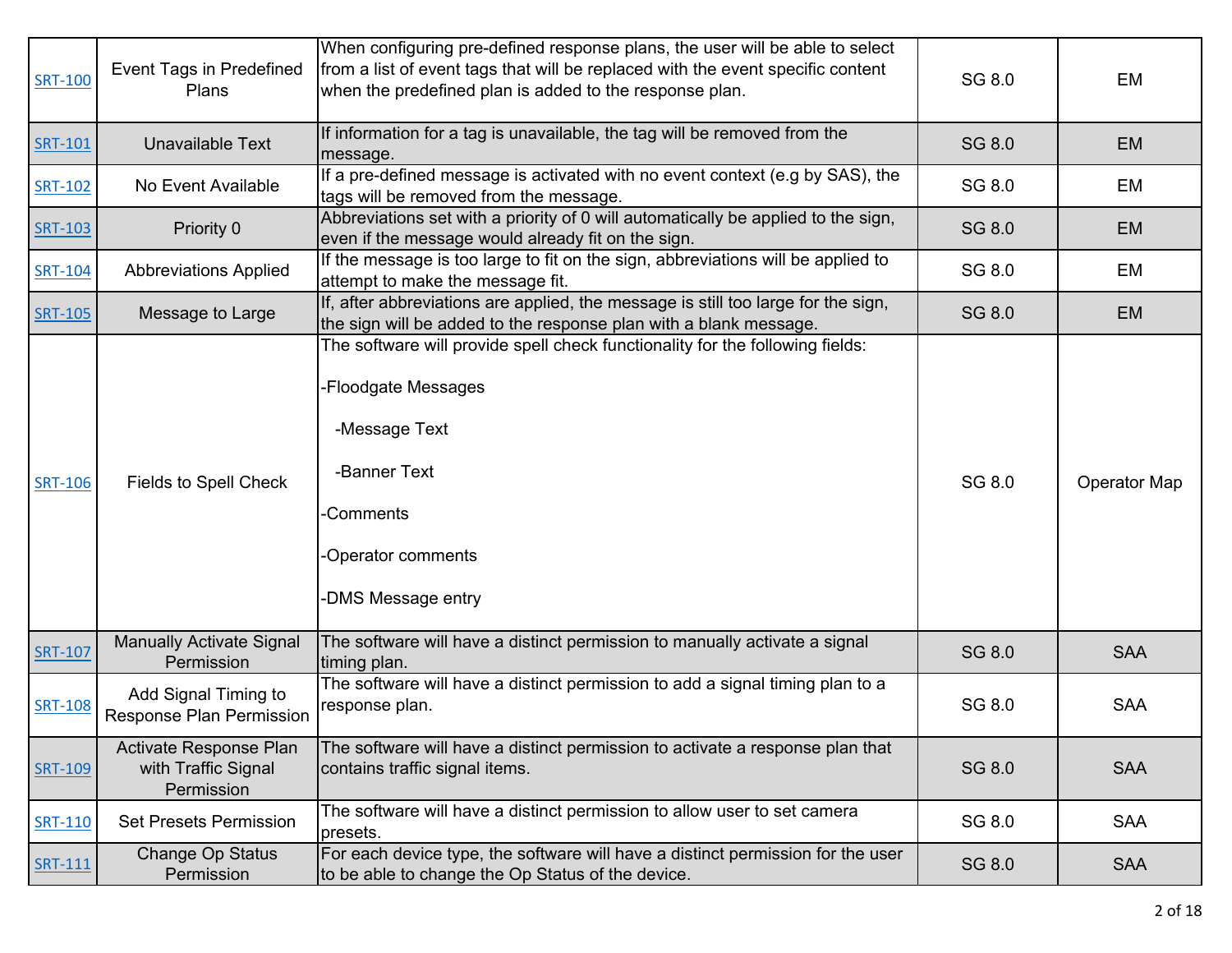| | | | | |
|---|---|---|---|---|
| SRT-100 | Event Tags in Predefined Plans | When configuring pre-defined response plans, the user will be able to select from a list of event tags that will be replaced with the event specific content when the predefined plan is added to the response plan. | SG 8.0 | EM |
| SRT-101 | Unavailable Text | If information for a tag is unavailable, the tag will be removed from the message. | SG 8.0 | EM |
| SRT-102 | No Event Available | If a pre-defined message is activated with no event context (e.g by SAS), the tags will be removed from the message. | SG 8.0 | EM |
| SRT-103 | Priority 0 | Abbreviations set with a priority of 0 will automatically be applied to the sign, even if the message would already fit on the sign. | SG 8.0 | EM |
| SRT-104 | Abbreviations Applied | If the message is too large to fit on the sign, abbreviations will be applied to attempt to make the message fit. | SG 8.0 | EM |
| SRT-105 | Message to Large | If, after abbreviations are applied, the message is still too large for the sign, the sign will be added to the response plan with a blank message. | SG 8.0 | EM |
| SRT-106 | Fields to Spell Check | The software will provide spell check functionality for the following fields:<br><br>-Floodgate Messages<br><br>-Message Text<br><br>-Banner Text<br><br>-Comments<br><br>-Operator comments<br><br>-DMS Message entry | SG 8.0 | Operator Map |
| SRT-107 | Manually Activate Signal Permission | The software will have a distinct permission to manually activate a signal timing plan. | SG 8.0 | SAA |
| SRT-108 | Add Signal Timing to Response Plan Permission | The software will have a distinct permission to add a signal timing plan to a response plan. | SG 8.0 | SAA |
| SRT-109 | Activate Response Plan with Traffic Signal Permission | The software will have a distinct permission to activate a response plan that contains traffic signal items. | SG 8.0 | SAA |
| SRT-110 | Set Presets Permission | The software will have a distinct permission to allow user to set camera presets. | SG 8.0 | SAA |
| SRT-111 | Change Op Status Permission | For each device type, the software will have a distinct permission for the user to be able to change the Op Status of the device. | SG 8.0 | SAA |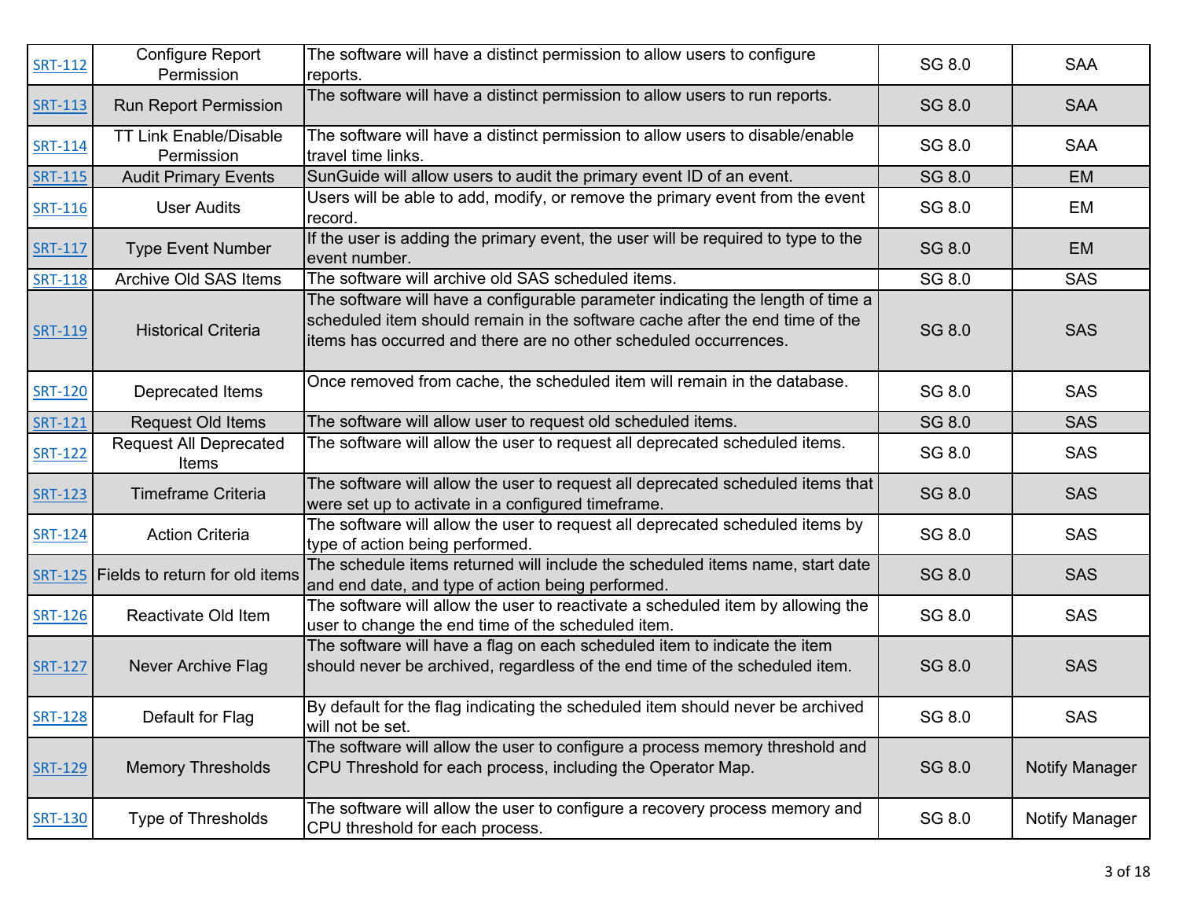| SRT-112 | Configure Report Permission | The software will have a distinct permission to allow users to configure reports. | SG 8.0 | SAA |
|---|---|---|---|---|
| SRT-113 | Run Report Permission | The software will have a distinct permission to allow users to run reports. | SG 8.0 | SAA |
| SRT-114 | TT Link Enable/Disable Permission | The software will have a distinct permission to allow users to disable/enable travel time links. | SG 8.0 | SAA |
| SRT-115 | Audit Primary Events | SunGuide will allow users to audit the primary event ID of an event. | SG 8.0 | EM |
| SRT-116 | User Audits | Users will be able to add, modify, or remove the primary event from the event record. | SG 8.0 | EM |
| SRT-117 | Type Event Number | If the user is adding the primary event, the user will be required to type to the event number. | SG 8.0 | EM |
| SRT-118 | Archive Old SAS Items | The software will archive old SAS scheduled items. | SG 8.0 | SAS |
| SRT-119 | Historical Criteria | The software will have a configurable parameter indicating the length of time a scheduled item should remain in the software cache after the end time of the items has occurred and there are no other scheduled occurrences. | SG 8.0 | SAS |
| SRT-120 | Deprecated Items | Once removed from cache, the scheduled item will remain in the database. | SG 8.0 | SAS |
| SRT-121 | Request Old Items | The software will allow user to request old scheduled items. | SG 8.0 | SAS |
| SRT-122 | Request All Deprecated Items | The software will allow the user to request all deprecated scheduled items. | SG 8.0 | SAS |
| SRT-123 | Timeframe Criteria | The software will allow the user to request all deprecated scheduled items that were set up to activate in a configured timeframe. | SG 8.0 | SAS |
| SRT-124 | Action Criteria | The software will allow the user to request all deprecated scheduled items by type of action being performed. | SG 8.0 | SAS |
| SRT-125 | Fields to return for old items | The schedule items returned will include the scheduled items name, start date and end date, and type of action being performed. | SG 8.0 | SAS |
| SRT-126 | Reactivate Old Item | The software will allow the user to reactivate a scheduled item by allowing the user to change the end time of the scheduled item. | SG 8.0 | SAS |
| SRT-127 | Never Archive Flag | The software will have a flag on each scheduled item to indicate the item should never be archived, regardless of the end time of the scheduled item. | SG 8.0 | SAS |
| SRT-128 | Default for Flag | By default for the flag indicating the scheduled item should never be archived will not be set. | SG 8.0 | SAS |
| SRT-129 | Memory Thresholds | The software will allow the user to configure a process memory threshold and CPU Threshold for each process, including the Operator Map. | SG 8.0 | Notify Manager |
| SRT-130 | Type of Thresholds | The software will allow the user to configure a recovery process memory and CPU threshold for each process. | SG 8.0 | Notify Manager |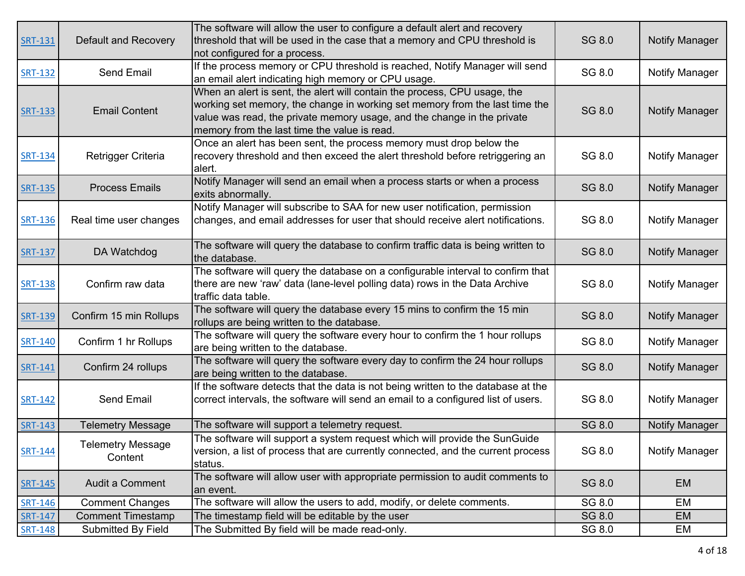| SRT-131 | Default and Recovery | The software will allow the user to configure a default alert and recovery threshold that will be used in the case that a memory and CPU threshold is not configured for a process. | SG 8.0 | Notify Manager |
|---|---|---|---|---|
| SRT-132 | Send Email | If the process memory or CPU threshold is reached, Notify Manager will send an email alert indicating high memory or CPU usage. | SG 8.0 | Notify Manager |
| SRT-133 | Email Content | When an alert is sent, the alert will contain the process, CPU usage, the working set memory, the change in working set memory from the last time the value was read, the private memory usage, and the change in the private memory from the last time the value is read. | SG 8.0 | Notify Manager |
| SRT-134 | Retrigger Criteria | Once an alert has been sent, the process memory must drop below the recovery threshold and then exceed the alert threshold before retriggering an alert. | SG 8.0 | Notify Manager |
| SRT-135 | Process Emails | Notify Manager will send an email when a process starts or when a process exits abnormally. | SG 8.0 | Notify Manager |
| SRT-136 | Real time user changes | Notify Manager will subscribe to SAA for new user notification, permission changes, and email addresses for user that should receive alert notifications. | SG 8.0 | Notify Manager |
| SRT-137 | DA Watchdog | The software will query the database to confirm traffic data is being written to the database. | SG 8.0 | Notify Manager |
| SRT-138 | Confirm raw data | The software will query the database on a configurable interval to confirm that there are new 'raw' data (lane-level polling data) rows in the Data Archive traffic data table. | SG 8.0 | Notify Manager |
| SRT-139 | Confirm 15 min Rollups | The software will query the database every 15 mins to confirm the 15 min rollups are being written to the database. | SG 8.0 | Notify Manager |
| SRT-140 | Confirm 1 hr Rollups | The software will query the software every hour to confirm the 1 hour rollups are being written to the database. | SG 8.0 | Notify Manager |
| SRT-141 | Confirm 24 rollups | The software will query the software every day to confirm the 24 hour rollups are being written to the database. | SG 8.0 | Notify Manager |
| SRT-142 | Send Email | If the software detects that the data is not being written to the database at the correct intervals, the software will send an email to a configured list of users. | SG 8.0 | Notify Manager |
| SRT-143 | Telemetry Message | The software will support a telemetry request. | SG 8.0 | Notify Manager |
| SRT-144 | Telemetry Message Content | The software will support a system request which will provide the SunGuide version, a list of process that are currently connected, and the current process status. | SG 8.0 | Notify Manager |
| SRT-145 | Audit a Comment | The software will allow user with appropriate permission to audit comments to an event. | SG 8.0 | EM |
| SRT-146 | Comment Changes | The software will allow the users to add, modify, or delete comments. | SG 8.0 | EM |
| SRT-147 | Comment Timestamp | The timestamp field will be editable by the user | SG 8.0 | EM |
| SRT-148 | Submitted By Field | The Submitted By field will be made read-only. | SG 8.0 | EM |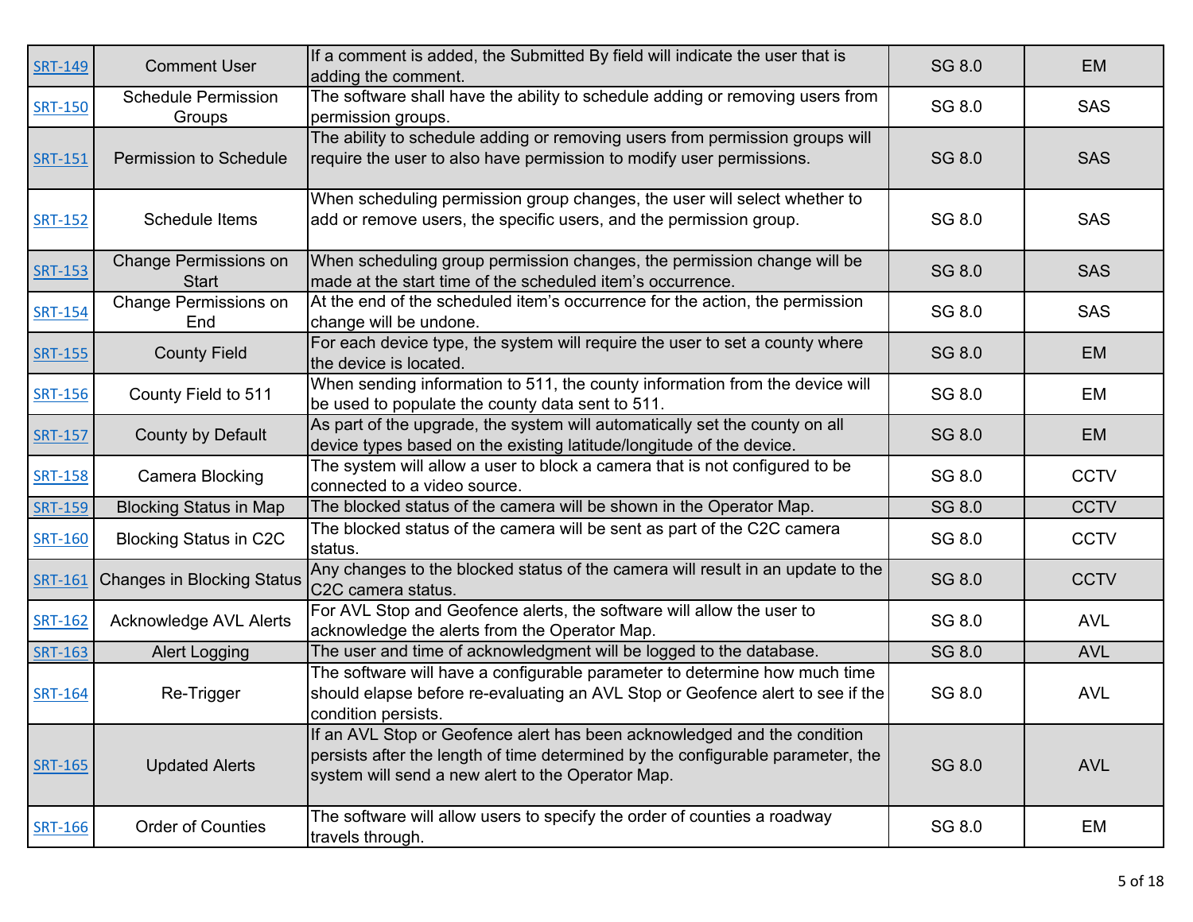| | | | | |
|---|---|---|---|---|
| SRT-149 | Comment User | If a comment is added, the Submitted By field will indicate the user that is adding the comment. | SG 8.0 | EM |
| SRT-150 | Schedule Permission Groups | The software shall have the ability to schedule adding or removing users from permission groups. | SG 8.0 | SAS |
| SRT-151 | Permission to Schedule | The ability to schedule adding or removing users from permission groups will require the user to also have permission to modify user permissions. | SG 8.0 | SAS |
| SRT-152 | Schedule Items | When scheduling permission group changes, the user will select whether to add or remove users, the specific users, and the permission group. | SG 8.0 | SAS |
| SRT-153 | Change Permissions on Start | When scheduling group permission changes, the permission change will be made at the start time of the scheduled item's occurrence. | SG 8.0 | SAS |
| SRT-154 | Change Permissions on End | At the end of the scheduled item's occurrence for the action, the permission change will be undone. | SG 8.0 | SAS |
| SRT-155 | County Field | For each device type, the system will require the user to set a county where the device is located. | SG 8.0 | EM |
| SRT-156 | County Field to 511 | When sending information to 511, the county information from the device will be used to populate the county data sent to 511. | SG 8.0 | EM |
| SRT-157 | County by Default | As part of the upgrade, the system will automatically set the county on all device types based on the existing latitude/longitude of the device. | SG 8.0 | EM |
| SRT-158 | Camera Blocking | The system will allow a user to block a camera that is not configured to be connected to a video source. | SG 8.0 | CCTV |
| SRT-159 | Blocking Status in Map | The blocked status of the camera will be shown in the Operator Map. | SG 8.0 | CCTV |
| SRT-160 | Blocking Status in C2C | The blocked status of the camera will be sent as part of the C2C camera status. | SG 8.0 | CCTV |
| SRT-161 | Changes in Blocking Status | Any changes to the blocked status of the camera will result in an update to the C2C camera status. | SG 8.0 | CCTV |
| SRT-162 | Acknowledge AVL Alerts | For AVL Stop and Geofence alerts, the software will allow the user to acknowledge the alerts from the Operator Map. | SG 8.0 | AVL |
| SRT-163 | Alert Logging | The user and time of acknowledgment will be logged to the database. | SG 8.0 | AVL |
| SRT-164 | Re-Trigger | The software will have a configurable parameter to determine how much time should elapse before re-evaluating an AVL Stop or Geofence alert to see if the condition persists. | SG 8.0 | AVL |
| SRT-165 | Updated Alerts | If an AVL Stop or Geofence alert has been acknowledged and the condition persists after the length of time determined by the configurable parameter, the system will send a new alert to the Operator Map. | SG 8.0 | AVL |
| SRT-166 | Order of Counties | The software will allow users to specify the order of counties a roadway travels through. | SG 8.0 | EM |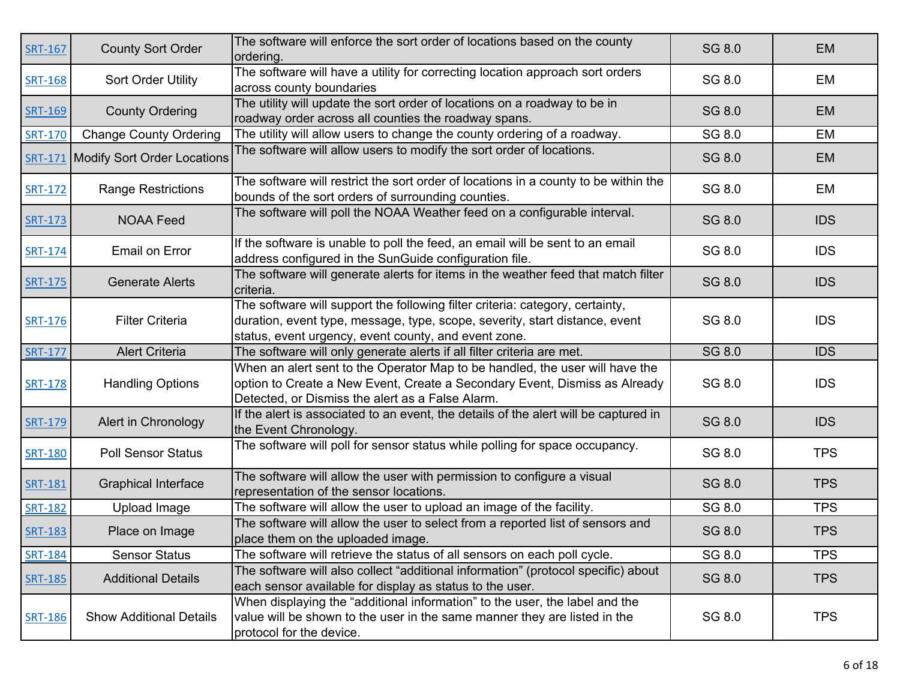| SRT-167 | County Sort Order | The software will enforce the sort order of locations based on the county ordering. | SG 8.0 | EM |
|---|---|---|---|---|
| SRT-168 | Sort Order Utility | The software will have a utility for correcting location approach sort orders across county boundaries | SG 8.0 | EM |
| SRT-169 | County Ordering | The utility will update the sort order of locations on a roadway to be in roadway order across all counties the roadway spans. | SG 8.0 | EM |
| SRT-170 | Change County Ordering | The utility will allow users to change the county ordering of a roadway. | SG 8.0 | EM |
| SRT-171 | Modify Sort Order Locations | The software will allow users to modify the sort order of locations. | SG 8.0 | EM |
| SRT-172 | Range Restrictions | The software will restrict the sort order of locations in a county to be within the bounds of the sort orders of surrounding counties. | SG 8.0 | EM |
| SRT-173 | NOAA Feed | The software will poll the NOAA Weather feed on a configurable interval. | SG 8.0 | IDS |
| SRT-174 | Email on Error | If the software is unable to poll the feed, an email will be sent to an email address configured in the SunGuide configuration file. | SG 8.0 | IDS |
| SRT-175 | Generate Alerts | The software will generate alerts for items in the weather feed that match filter criteria. | SG 8.0 | IDS |
| SRT-176 | Filter Criteria | The software will support the following filter criteria: category, certainty, duration, event type, message, type, scope, severity, start distance, event status, event urgency, event county, and event zone. | SG 8.0 | IDS |
| SRT-177 | Alert Criteria | The software will only generate alerts if all filter criteria are met. | SG 8.0 | IDS |
| SRT-178 | Handling Options | When an alert sent to the Operator Map to be handled, the user will have the option to Create a New Event, Create a Secondary Event, Dismiss as Already Detected, or Dismiss the alert as a False Alarm. | SG 8.0 | IDS |
| SRT-179 | Alert in Chronology | If the alert is associated to an event, the details of the alert will be captured in the Event Chronology. | SG 8.0 | IDS |
| SRT-180 | Poll Sensor Status | The software will poll for sensor status while polling for space occupancy. | SG 8.0 | TPS |
| SRT-181 | Graphical Interface | The software will allow the user with permission to configure a visual representation of the sensor locations. | SG 8.0 | TPS |
| SRT-182 | Upload Image | The software will allow the user to upload an image of the facility. | SG 8.0 | TPS |
| SRT-183 | Place on Image | The software will allow the user to select from a reported list of sensors and place them on the uploaded image. | SG 8.0 | TPS |
| SRT-184 | Sensor Status | The software will retrieve the status of all sensors on each poll cycle. | SG 8.0 | TPS |
| SRT-185 | Additional Details | The software will also collect "additional information" (protocol specific) about each sensor available for display as status to the user. | SG 8.0 | TPS |
| SRT-186 | Show Additional Details | When displaying the "additional information" to the user, the label and the value will be shown to the user in the same manner they are listed in the protocol for the device. | SG 8.0 | TPS |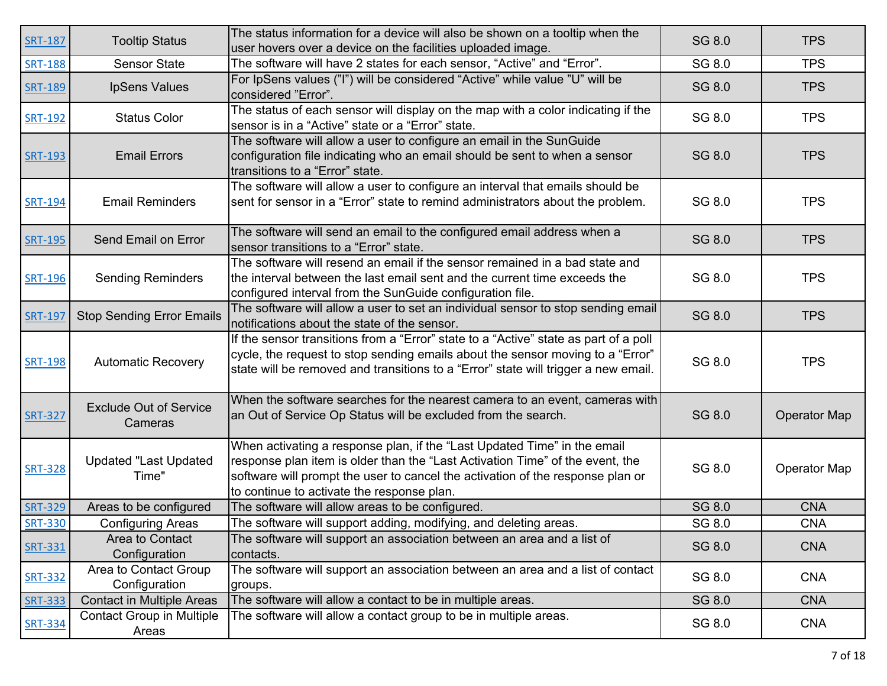| SRT-187 | Tooltip Status | The status information for a device will also be shown on a tooltip when the user hovers over a device on the facilities uploaded image. | SG 8.0 | TPS |
|---|---|---|---|---|
| SRT-188 | Sensor State | The software will have 2 states for each sensor, “Active” and “Error”. | SG 8.0 | TPS |
| SRT-189 | IpSens Values | For IpSens values (”I”) will be considered “Active” while value ”U” will be considered ”Error”. | SG 8.0 | TPS |
| SRT-192 | Status Color | The status of each sensor will display on the map with a color indicating if the sensor is in a “Active” state or a “Error” state. | SG 8.0 | TPS |
| SRT-193 | Email Errors | The software will allow a user to configure an email in the SunGuide configuration file indicating who an email should be sent to when a sensor transitions to a “Error” state. | SG 8.0 | TPS |
| SRT-194 | Email Reminders | The software will allow a user to configure an interval that emails should be sent for sensor in a “Error” state to remind administrators about the problem. | SG 8.0 | TPS |
| SRT-195 | Send Email on Error | The software will send an email to the configured email address when a sensor transitions to a “Error” state. | SG 8.0 | TPS |
| SRT-196 | Sending Reminders | The software will resend an email if the sensor remained in a bad state and the interval between the last email sent and the current time exceeds the configured interval from the SunGuide configuration file. | SG 8.0 | TPS |
| SRT-197 | Stop Sending Error Emails | The software will allow a user to set an individual sensor to stop sending email notifications about the state of the sensor. | SG 8.0 | TPS |
| SRT-198 | Automatic Recovery | If the sensor transitions from a “Error” state to a “Active” state as part of a poll cycle, the request to stop sending emails about the sensor moving to a “Error” state will be removed and transitions to a “Error” state will trigger a new email. | SG 8.0 | TPS |
| SRT-327 | Exclude Out of Service Cameras | When the software searches for the nearest camera to an event, cameras with an Out of Service Op Status will be excluded from the search. | SG 8.0 | Operator Map |
| SRT-328 | Updated "Last Updated Time" | When activating a response plan, if the “Last Updated Time” in the email response plan item is older than the “Last Activation Time” of the event, the software will prompt the user to cancel the activation of the response plan or to continue to activate the response plan. | SG 8.0 | Operator Map |
| SRT-329 | Areas to be configured | The software will allow areas to be configured. | SG 8.0 | CNA |
| SRT-330 | Configuring Areas | The software will support adding, modifying, and deleting areas. | SG 8.0 | CNA |
| SRT-331 | Area to Contact Configuration | The software will support an association between an area and a list of contacts. | SG 8.0 | CNA |
| SRT-332 | Area to Contact Group Configuration | The software will support an association between an area and a list of contact groups. | SG 8.0 | CNA |
| SRT-333 | Contact in Multiple Areas | The software will allow a contact to be in multiple areas. | SG 8.0 | CNA |
| SRT-334 | Contact Group in Multiple Areas | The software will allow a contact group to be in multiple areas. | SG 8.0 | CNA |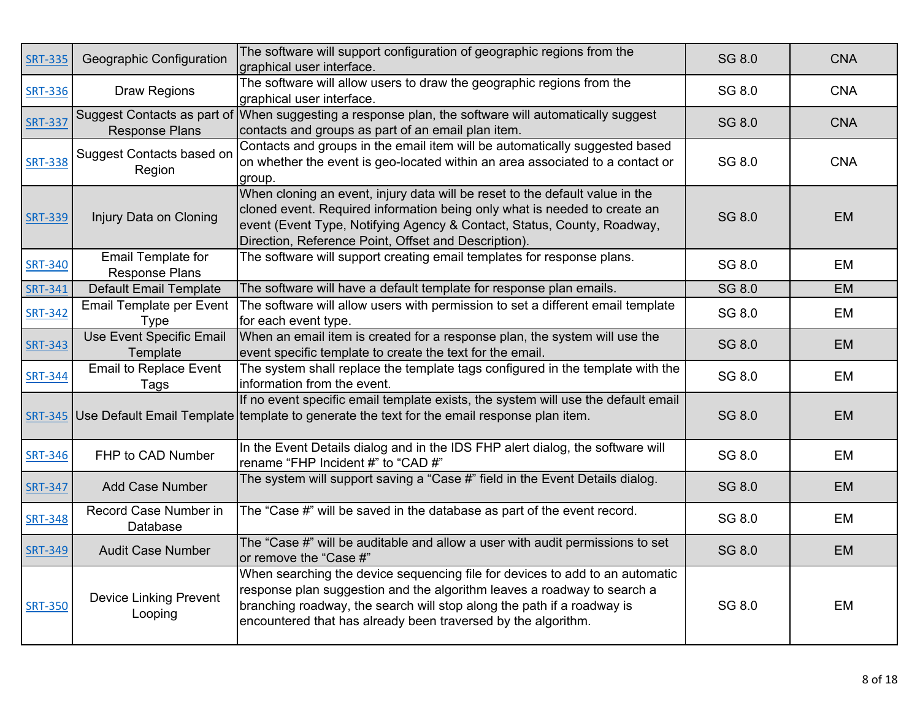| | | | | |
|---|---|---|---|---|
| SRT-335 | Geographic Configuration | The software will support configuration of geographic regions from the graphical user interface. | SG 8.0 | CNA |
| SRT-336 | Draw Regions | The software will allow users to draw the geographic regions from the graphical user interface. | SG 8.0 | CNA |
| SRT-337 | Suggest Contacts as part of Response Plans | When suggesting a response plan, the software will automatically suggest contacts and groups as part of an email plan item. | SG 8.0 | CNA |
| SRT-338 | Suggest Contacts based on Region | Contacts and groups in the email item will be automatically suggested based on whether the event is geo-located within an area associated to a contact or group. | SG 8.0 | CNA |
| SRT-339 | Injury Data on Cloning | When cloning an event, injury data will be reset to the default value in the cloned event. Required information being only what is needed to create an event (Event Type, Notifying Agency & Contact, Status, County, Roadway, Direction, Reference Point, Offset and Description). | SG 8.0 | EM |
| SRT-340 | Email Template for Response Plans | The software will support creating email templates for response plans. | SG 8.0 | EM |
| SRT-341 | Default Email Template | The software will have a default template for response plan emails. | SG 8.0 | EM |
| SRT-342 | Email Template per Event Type | The software will allow users with permission to set a different email template for each event type. | SG 8.0 | EM |
| SRT-343 | Use Event Specific Email Template | When an email item is created for a response plan, the system will use the event specific template to create the text for the email. | SG 8.0 | EM |
| SRT-344 | Email to Replace Event Tags | The system shall replace the template tags configured in the template with the information from the event. | SG 8.0 | EM |
| SRT-345 | Use Default Email Template | If no event specific email template exists, the system will use the default email template to generate the text for the email response plan item. | SG 8.0 | EM |
| SRT-346 | FHP to CAD Number | In the Event Details dialog and in the IDS FHP alert dialog, the software will rename "FHP Incident #" to "CAD #" | SG 8.0 | EM |
| SRT-347 | Add Case Number | The system will support saving a "Case #" field in the Event Details dialog. | SG 8.0 | EM |
| SRT-348 | Record Case Number in Database | The "Case #" will be saved in the database as part of the event record. | SG 8.0 | EM |
| SRT-349 | Audit Case Number | The "Case #" will be auditable and allow a user with audit permissions to set or remove the "Case #" | SG 8.0 | EM |
| SRT-350 | Device Linking Prevent Looping | When searching the device sequencing file for devices to add to an automatic response plan suggestion and the algorithm leaves a roadway to search a branching roadway, the search will stop along the path if a roadway is encountered that has already been traversed by the algorithm. | SG 8.0 | EM |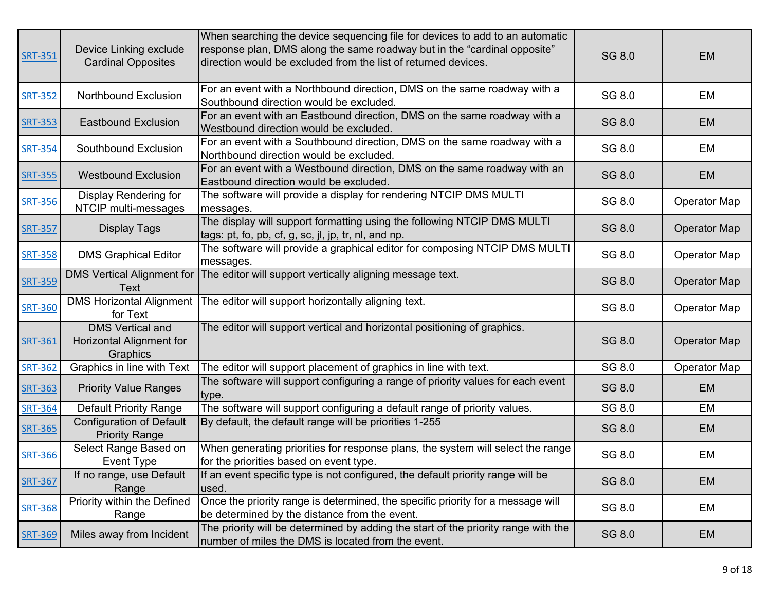| SRT-351 | Device Linking exclude Cardinal Opposites | When searching the device sequencing file for devices to add to an automatic response plan, DMS along the same roadway but in the "cardinal opposite" direction would be excluded from the list of returned devices. | SG 8.0 | EM |
|---|---|---|---|---|
| SRT-352 | Northbound Exclusion | For an event with a Northbound direction, DMS on the same roadway with a Southbound direction would be excluded. | SG 8.0 | EM |
| SRT-353 | Eastbound Exclusion | For an event with an Eastbound direction, DMS on the same roadway with a Westbound direction would be excluded. | SG 8.0 | EM |
| SRT-354 | Southbound Exclusion | For an event with a Southbound direction, DMS on the same roadway with a Northbound direction would be excluded. | SG 8.0 | EM |
| SRT-355 | Westbound Exclusion | For an event with a Westbound direction, DMS on the same roadway with an Eastbound direction would be excluded. | SG 8.0 | EM |
| SRT-356 | Display Rendering for NTCIP multi-messages | The software will provide a display for rendering NTCIP DMS MULTI messages. | SG 8.0 | Operator Map |
| SRT-357 | Display Tags | The display will support formatting using the following NTCIP DMS MULTI tags: pt, fo, pb, cf, g, sc, jl, jp, tr, nl, and np. | SG 8.0 | Operator Map |
| SRT-358 | DMS Graphical Editor | The software will provide a graphical editor for composing NTCIP DMS MULTI messages. | SG 8.0 | Operator Map |
| SRT-359 | DMS Vertical Alignment for Text | The editor will support vertically aligning message text. | SG 8.0 | Operator Map |
| SRT-360 | DMS Horizontal Alignment for Text | The editor will support horizontally aligning text. | SG 8.0 | Operator Map |
| SRT-361 | DMS Vertical and Horizontal Alignment for Graphics | The editor will support vertical and horizontal positioning of graphics. | SG 8.0 | Operator Map |
| SRT-362 | Graphics in line with Text | The editor will support placement of graphics in line with text. | SG 8.0 | Operator Map |
| SRT-363 | Priority Value Ranges | The software will support configuring a range of priority values for each event type. | SG 8.0 | EM |
| SRT-364 | Default Priority Range | The software will support configuring a default range of priority values. | SG 8.0 | EM |
| SRT-365 | Configuration of Default Priority Range | By default, the default range will be priorities 1-255 | SG 8.0 | EM |
| SRT-366 | Select Range Based on Event Type | When generating priorities for response plans, the system will select the range for the priorities based on event type. | SG 8.0 | EM |
| SRT-367 | If no range, use Default Range | If an event specific type is not configured, the default priority range will be used. | SG 8.0 | EM |
| SRT-368 | Priority within the Defined Range | Once the priority range is determined, the specific priority for a message will be determined by the distance from the event. | SG 8.0 | EM |
| SRT-369 | Miles away from Incident | The priority will be determined by adding the start of the priority range with the number of miles the DMS is located from the event. | SG 8.0 | EM |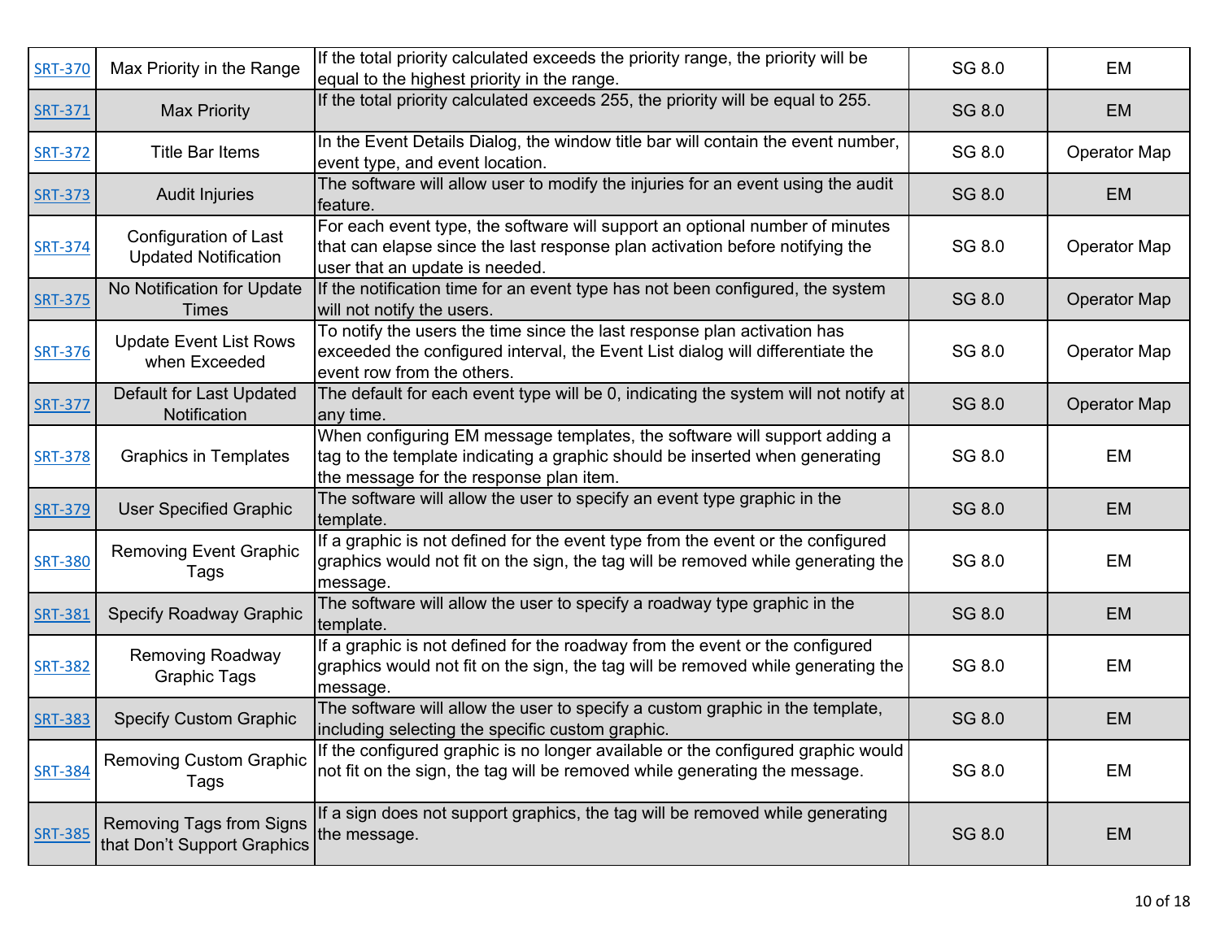| | | | | |
|---|---|---|---|---|
| SRT-370 | Max Priority in the Range | If the total priority calculated exceeds the priority range, the priority will be equal to the highest priority in the range. | SG 8.0 | EM |
| SRT-371 | Max Priority | If the total priority calculated exceeds 255, the priority will be equal to 255. | SG 8.0 | EM |
| SRT-372 | Title Bar Items | In the Event Details Dialog, the window title bar will contain the event number, event type, and event location. | SG 8.0 | Operator Map |
| SRT-373 | Audit Injuries | The software will allow user to modify the injuries for an event using the audit feature. | SG 8.0 | EM |
| SRT-374 | Configuration of Last Updated Notification | For each event type, the software will support an optional number of minutes that can elapse since the last response plan activation before notifying the user that an update is needed. | SG 8.0 | Operator Map |
| SRT-375 | No Notification for Update Times | If the notification time for an event type has not been configured, the system will not notify the users. | SG 8.0 | Operator Map |
| SRT-376 | Update Event List Rows when Exceeded | To notify the users the time since the last response plan activation has exceeded the configured interval, the Event List dialog will differentiate the event row from the others. | SG 8.0 | Operator Map |
| SRT-377 | Default for Last Updated Notification | The default for each event type will be 0, indicating the system will not notify at any time. | SG 8.0 | Operator Map |
| SRT-378 | Graphics in Templates | When configuring EM message templates, the software will support adding a tag to the template indicating a graphic should be inserted when generating the message for the response plan item. | SG 8.0 | EM |
| SRT-379 | User Specified Graphic | The software will allow the user to specify an event type graphic in the template. | SG 8.0 | EM |
| SRT-380 | Removing Event Graphic Tags | If a graphic is not defined for the event type from the event or the configured graphics would not fit on the sign, the tag will be removed while generating the message. | SG 8.0 | EM |
| SRT-381 | Specify Roadway Graphic | The software will allow the user to specify a roadway type graphic in the template. | SG 8.0 | EM |
| SRT-382 | Removing Roadway Graphic Tags | If a graphic is not defined for the roadway from the event or the configured graphics would not fit on the sign, the tag will be removed while generating the message. | SG 8.0 | EM |
| SRT-383 | Specify Custom Graphic | The software will allow the user to specify a custom graphic in the template, including selecting the specific custom graphic. | SG 8.0 | EM |
| SRT-384 | Removing Custom Graphic Tags | If the configured graphic is no longer available or the configured graphic would not fit on the sign, the tag will be removed while generating the message. | SG 8.0 | EM |
| SRT-385 | Removing Tags from Signs that Don’t Support Graphics | If a sign does not support graphics, the tag will be removed while generating the message. | SG 8.0 | EM |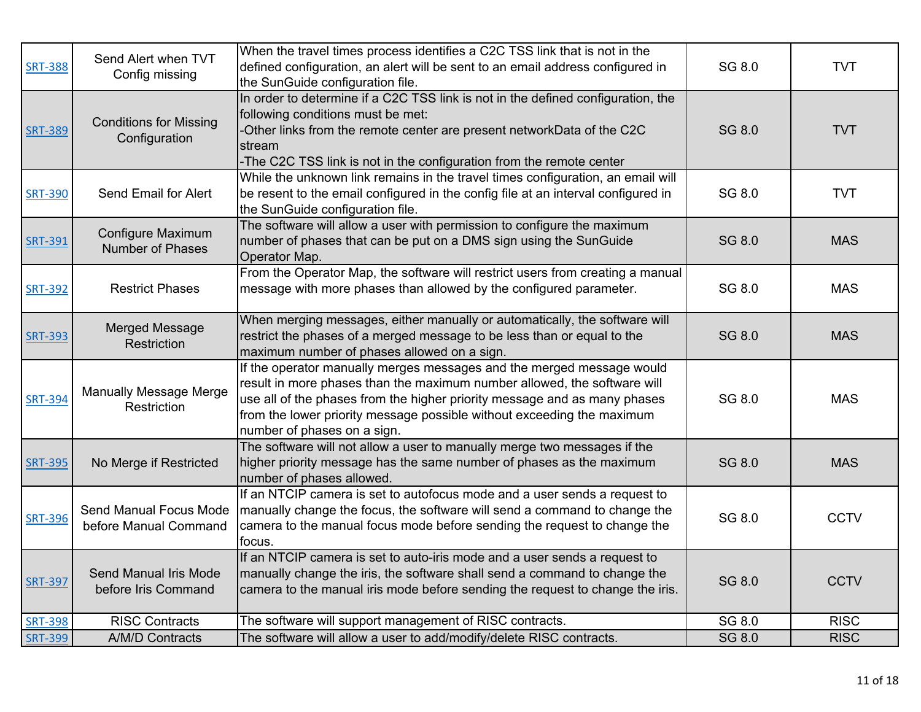| | | | | |
|---|---|---|---|---|
| SRT-388 | Send Alert when TVT Config missing | When the travel times process identifies a C2C TSS link that is not in the defined configuration, an alert will be sent to an email address configured in the SunGuide configuration file. | SG 8.0 | TVT |
| SRT-389 | Conditions for Missing Configuration | In order to determine if a C2C TSS link is not in the defined configuration, the following conditions must be met:<br>-Other links from the remote center are present networkData of the C2C stream<br>-The C2C TSS link is not in the configuration from the remote center | SG 8.0 | TVT |
| SRT-390 | Send Email for Alert | While the unknown link remains in the travel times configuration, an email will be resent to the email configured in the config file at an interval configured in the SunGuide configuration file. | SG 8.0 | TVT |
| SRT-391 | Configure Maximum Number of Phases | The software will allow a user with permission to configure the maximum number of phases that can be put on a DMS sign using the SunGuide Operator Map. | SG 8.0 | MAS |
| SRT-392 | Restrict Phases | From the Operator Map, the software will restrict users from creating a manual message with more phases than allowed by the configured parameter. | SG 8.0 | MAS |
| SRT-393 | Merged Message Restriction | When merging messages, either manually or automatically, the software will restrict the phases of a merged message to be less than or equal to the maximum number of phases allowed on a sign. | SG 8.0 | MAS |
| SRT-394 | Manually Message Merge Restriction | If the operator manually merges messages and the merged message would result in more phases than the maximum number allowed, the software will use all of the phases from the higher priority message and as many phases from the lower priority message possible without exceeding the maximum number of phases on a sign. | SG 8.0 | MAS |
| SRT-395 | No Merge if Restricted | The software will not allow a user to manually merge two messages if the higher priority message has the same number of phases as the maximum number of phases allowed. | SG 8.0 | MAS |
| SRT-396 | Send Manual Focus Mode before Manual Command | If an NTCIP camera is set to autofocus mode and a user sends a request to manually change the focus, the software will send a command to change the camera to the manual focus mode before sending the request to change the focus. | SG 8.0 | CCTV |
| SRT-397 | Send Manual Iris Mode before Iris Command | If an NTCIP camera is set to auto-iris mode and a user sends a request to manually change the iris, the software shall send a command to change the camera to the manual iris mode before sending the request to change the iris. | SG 8.0 | CCTV |
| SRT-398 | RISC Contracts | The software will support management of RISC contracts. | SG 8.0 | RISC |
| SRT-399 | A/M/D Contracts | The software will allow a user to add/modify/delete RISC contracts. | SG 8.0 | RISC |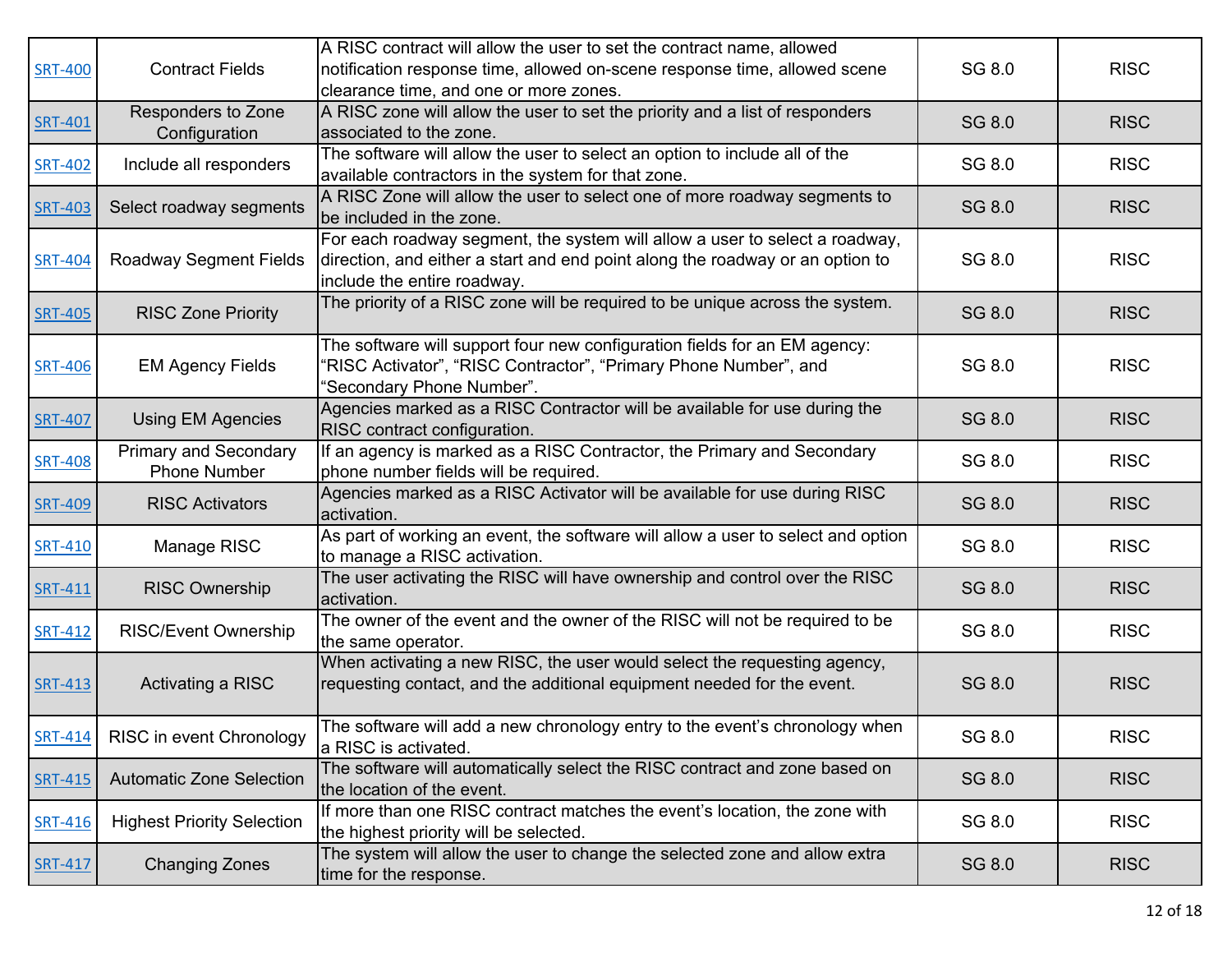| SRT-400 | Contract Fields | A RISC contract will allow the user to set the contract name, allowed notification response time, allowed on-scene response time, allowed scene clearance time, and one or more zones. | SG 8.0 | RISC |
|---|---|---|---|---|
| SRT-401 | Responders to Zone Configuration | A RISC zone will allow the user to set the priority and a list of responders associated to the zone. | SG 8.0 | RISC |
| SRT-402 | Include all responders | The software will allow the user to select an option to include all of the available contractors in the system for that zone. | SG 8.0 | RISC |
| SRT-403 | Select roadway segments | A RISC Zone will allow the user to select one of more roadway segments to be included in the zone. | SG 8.0 | RISC |
| SRT-404 | Roadway Segment Fields | For each roadway segment, the system will allow a user to select a roadway, direction, and either a start and end point along the roadway or an option to include the entire roadway. | SG 8.0 | RISC |
| SRT-405 | RISC Zone Priority | The priority of a RISC zone will be required to be unique across the system. | SG 8.0 | RISC |
| SRT-406 | EM Agency Fields | The software will support four new configuration fields for an EM agency: “RISC Activator”, “RISC Contractor”, “Primary Phone Number”, and “Secondary Phone Number”. | SG 8.0 | RISC |
| SRT-407 | Using EM Agencies | Agencies marked as a RISC Contractor will be available for use during the RISC contract configuration. | SG 8.0 | RISC |
| SRT-408 | Primary and Secondary Phone Number | If an agency is marked as a RISC Contractor, the Primary and Secondary phone number fields will be required. | SG 8.0 | RISC |
| SRT-409 | RISC Activators | Agencies marked as a RISC Activator will be available for use during RISC activation. | SG 8.0 | RISC |
| SRT-410 | Manage RISC | As part of working an event, the software will allow a user to select and option to manage a RISC activation. | SG 8.0 | RISC |
| SRT-411 | RISC Ownership | The user activating the RISC will have ownership and control over the RISC activation. | SG 8.0 | RISC |
| SRT-412 | RISC/Event Ownership | The owner of the event and the owner of the RISC will not be required to be the same operator. | SG 8.0 | RISC |
| SRT-413 | Activating a RISC | When activating a new RISC, the user would select the requesting agency, requesting contact, and the additional equipment needed for the event. | SG 8.0 | RISC |
| SRT-414 | RISC in event Chronology | The software will add a new chronology entry to the event’s chronology when a RISC is activated. | SG 8.0 | RISC |
| SRT-415 | Automatic Zone Selection | The software will automatically select the RISC contract and zone based on the location of the event. | SG 8.0 | RISC |
| SRT-416 | Highest Priority Selection | If more than one RISC contract matches the event’s location, the zone with the highest priority will be selected. | SG 8.0 | RISC |
| SRT-417 | Changing Zones | The system will allow the user to change the selected zone and allow extra time for the response. | SG 8.0 | RISC |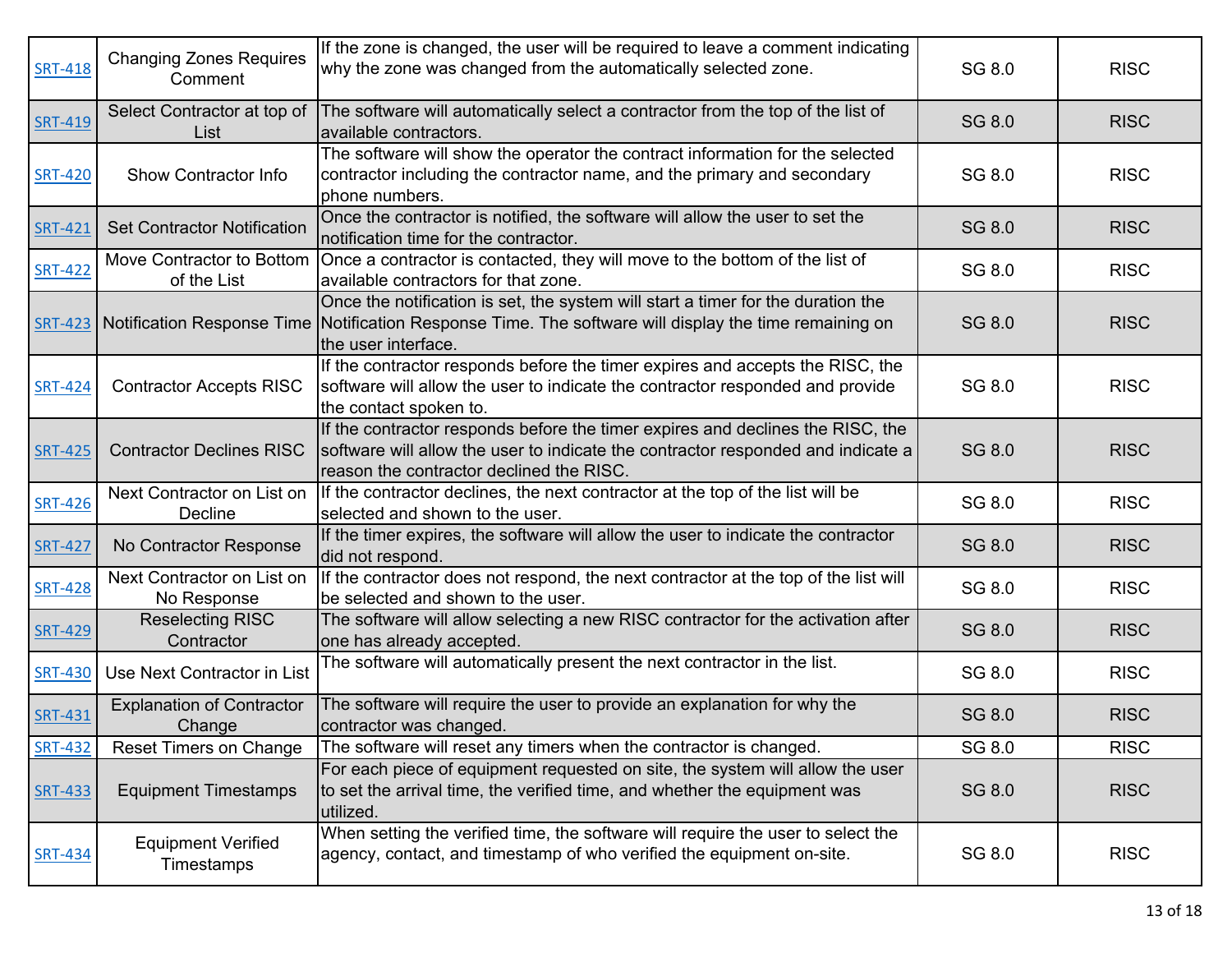| SRT-418 | Changing Zones Requires Comment | If the zone is changed, the user will be required to leave a comment indicating why the zone was changed from the automatically selected zone. | SG 8.0 | RISC |
|---|---|---|---|---|
| SRT-419 | Select Contractor at top of List | The software will automatically select a contractor from the top of the list of available contractors. | SG 8.0 | RISC |
| SRT-420 | Show Contractor Info | The software will show the operator the contract information for the selected contractor including the contractor name, and the primary and secondary phone numbers. | SG 8.0 | RISC |
| SRT-421 | Set Contractor Notification | Once the contractor is notified, the software will allow the user to set the notification time for the contractor. | SG 8.0 | RISC |
| SRT-422 | Move Contractor to Bottom of the List | Once a contractor is contacted, they will move to the bottom of the list of available contractors for that zone. | SG 8.0 | RISC |
| SRT-423 | Notification Response Time | Once the notification is set, the system will start a timer for the duration the Notification Response Time. The software will display the time remaining on the user interface. | SG 8.0 | RISC |
| SRT-424 | Contractor Accepts RISC | If the contractor responds before the timer expires and accepts the RISC, the software will allow the user to indicate the contractor responded and provide the contact spoken to. | SG 8.0 | RISC |
| SRT-425 | Contractor Declines RISC | If the contractor responds before the timer expires and declines the RISC, the software will allow the user to indicate the contractor responded and indicate a reason the contractor declined the RISC. | SG 8.0 | RISC |
| SRT-426 | Next Contractor on List on Decline | If the contractor declines, the next contractor at the top of the list will be selected and shown to the user. | SG 8.0 | RISC |
| SRT-427 | No Contractor Response | If the timer expires, the software will allow the user to indicate the contractor did not respond. | SG 8.0 | RISC |
| SRT-428 | Next Contractor on List on No Response | If the contractor does not respond, the next contractor at the top of the list will be selected and shown to the user. | SG 8.0 | RISC |
| SRT-429 | Reselecting RISC Contractor | The software will allow selecting a new RISC contractor for the activation after one has already accepted. | SG 8.0 | RISC |
| SRT-430 | Use Next Contractor in List | The software will automatically present the next contractor in the list. | SG 8.0 | RISC |
| SRT-431 | Explanation of Contractor Change | The software will require the user to provide an explanation for why the contractor was changed. | SG 8.0 | RISC |
| SRT-432 | Reset Timers on Change | The software will reset any timers when the contractor is changed. | SG 8.0 | RISC |
| SRT-433 | Equipment Timestamps | For each piece of equipment requested on site, the system will allow the user to set the arrival time, the verified time, and whether the equipment was utilized. | SG 8.0 | RISC |
| SRT-434 | Equipment Verified Timestamps | When setting the verified time, the software will require the user to select the agency, contact, and timestamp of who verified the equipment on-site. | SG 8.0 | RISC |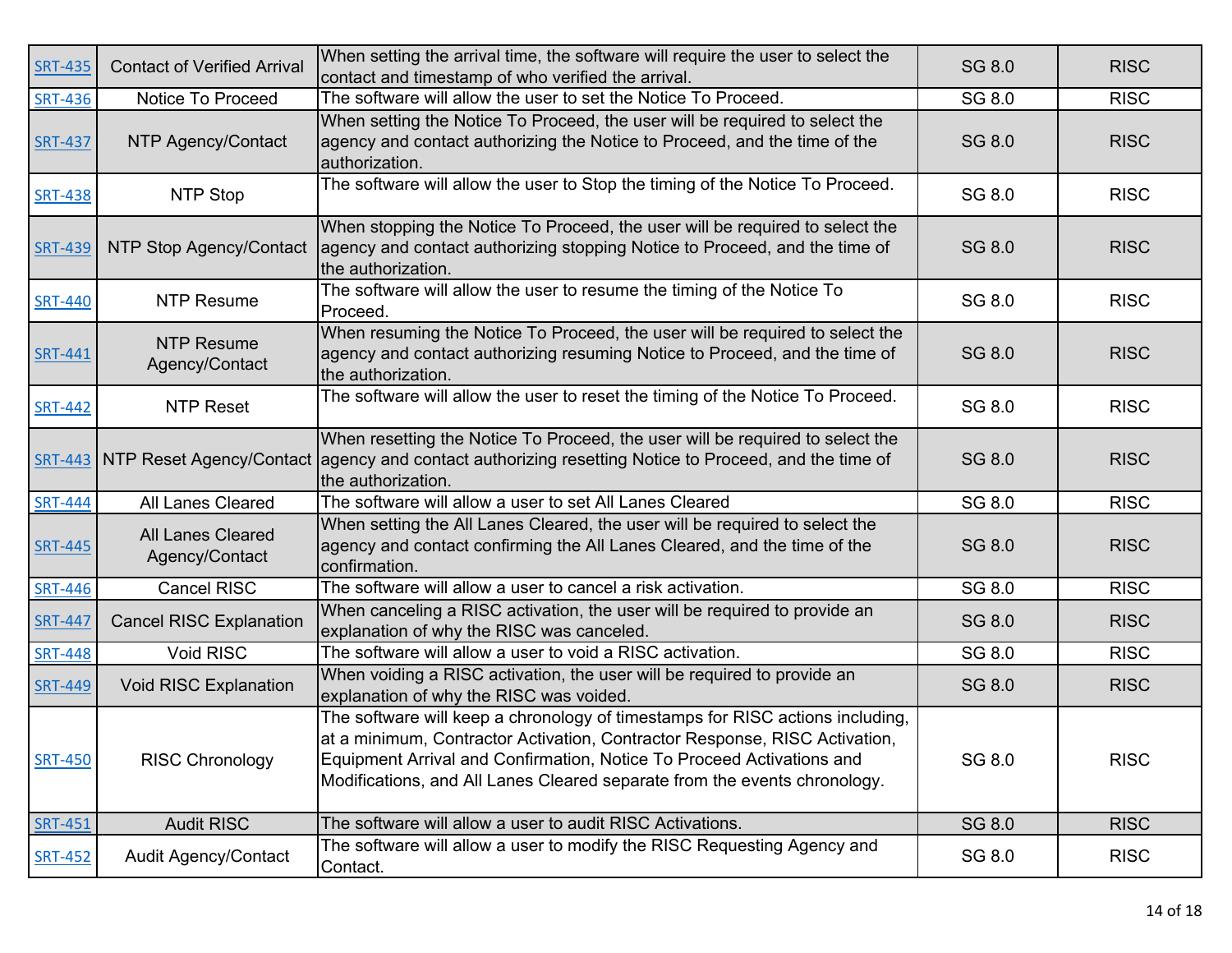| SRT-435 | Contact of Verified Arrival | When setting the arrival time, the software will require the user to select the contact and timestamp of who verified the arrival. | SG 8.0 | RISC |
|---|---|---|---|---|
| SRT-436 | Notice To Proceed | The software will allow the user to set the Notice To Proceed. | SG 8.0 | RISC |
| SRT-437 | NTP Agency/Contact | When setting the Notice To Proceed, the user will be required to select the agency and contact authorizing the Notice to Proceed, and the time of the authorization. | SG 8.0 | RISC |
| SRT-438 | NTP Stop | The software will allow the user to Stop the timing of the Notice To Proceed. | SG 8.0 | RISC |
| SRT-439 | NTP Stop Agency/Contact | When stopping the Notice To Proceed, the user will be required to select the agency and contact authorizing stopping Notice to Proceed, and the time of the authorization. | SG 8.0 | RISC |
| SRT-440 | NTP Resume | The software will allow the user to resume the timing of the Notice To Proceed. | SG 8.0 | RISC |
| SRT-441 | NTP Resume Agency/Contact | When resuming the Notice To Proceed, the user will be required to select the agency and contact authorizing resuming Notice to Proceed, and the time of the authorization. | SG 8.0 | RISC |
| SRT-442 | NTP Reset | The software will allow the user to reset the timing of the Notice To Proceed. | SG 8.0 | RISC |
| SRT-443 | NTP Reset Agency/Contact | When resetting the Notice To Proceed, the user will be required to select the agency and contact authorizing resetting Notice to Proceed, and the time of the authorization. | SG 8.0 | RISC |
| SRT-444 | All Lanes Cleared | The software will allow a user to set All Lanes Cleared | SG 8.0 | RISC |
| SRT-445 | All Lanes Cleared Agency/Contact | When setting the All Lanes Cleared, the user will be required to select the agency and contact confirming the All Lanes Cleared, and the time of the confirmation. | SG 8.0 | RISC |
| SRT-446 | Cancel RISC | The software will allow a user to cancel a risk activation. | SG 8.0 | RISC |
| SRT-447 | Cancel RISC Explanation | When canceling a RISC activation, the user will be required to provide an explanation of why the RISC was canceled. | SG 8.0 | RISC |
| SRT-448 | Void RISC | The software will allow a user to void a RISC activation. | SG 8.0 | RISC |
| SRT-449 | Void RISC Explanation | When voiding a RISC activation, the user will be required to provide an explanation of why the RISC was voided. | SG 8.0 | RISC |
| SRT-450 | RISC Chronology | The software will keep a chronology of timestamps for RISC actions including, at a minimum, Contractor Activation, Contractor Response, RISC Activation, Equipment Arrival and Confirmation, Notice To Proceed Activations and Modifications, and All Lanes Cleared separate from the events chronology. | SG 8.0 | RISC |
| SRT-451 | Audit RISC | The software will allow a user to audit RISC Activations. | SG 8.0 | RISC |
| SRT-452 | Audit Agency/Contact | The software will allow a user to modify the RISC Requesting Agency and Contact. | SG 8.0 | RISC |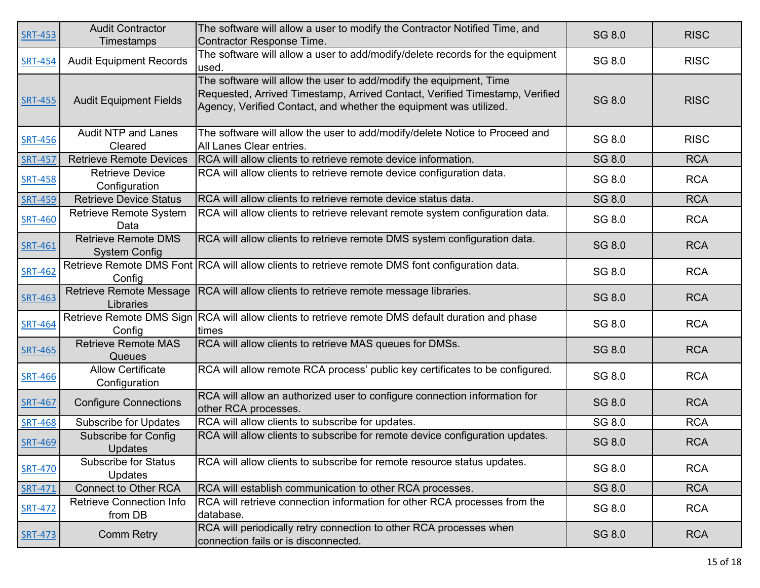| | | | | |
|---|---|---|---|---|
| SRT-453 | Audit Contractor Timestamps | The software will allow a user to modify the Contractor Notified Time, and Contractor Response Time. | SG 8.0 | RISC |
| SRT-454 | Audit Equipment Records | The software will allow a user to add/modify/delete records for the equipment used. | SG 8.0 | RISC |
| SRT-455 | Audit Equipment Fields | The software will allow the user to add/modify the equipment, Time Requested, Arrived Timestamp, Arrived Contact, Verified Timestamp, Verified Agency, Verified Contact, and whether the equipment was utilized. | SG 8.0 | RISC |
| SRT-456 | Audit NTP and Lanes Cleared | The software will allow the user to add/modify/delete Notice to Proceed and All Lanes Clear entries. | SG 8.0 | RISC |
| SRT-457 | Retrieve Remote Devices | RCA will allow clients to retrieve remote device information. | SG 8.0 | RCA |
| SRT-458 | Retrieve Device Configuration | RCA will allow clients to retrieve remote device configuration data. | SG 8.0 | RCA |
| SRT-459 | Retrieve Device Status | RCA will allow clients to retrieve remote device status data. | SG 8.0 | RCA |
| SRT-460 | Retrieve Remote System Data | RCA will allow clients to retrieve relevant remote system configuration data. | SG 8.0 | RCA |
| SRT-461 | Retrieve Remote DMS System Config | RCA will allow clients to retrieve remote DMS system configuration data. | SG 8.0 | RCA |
| SRT-462 | Retrieve Remote DMS Font Config | RCA will allow clients to retrieve remote DMS font configuration data. | SG 8.0 | RCA |
| SRT-463 | Retrieve Remote Message Libraries | RCA will allow clients to retrieve remote message libraries. | SG 8.0 | RCA |
| SRT-464 | Retrieve Remote DMS Sign Config | RCA will allow clients to retrieve remote DMS default duration and phase times | SG 8.0 | RCA |
| SRT-465 | Retrieve Remote MAS Queues | RCA will allow clients to retrieve MAS queues for DMSs. | SG 8.0 | RCA |
| SRT-466 | Allow Certificate Configuration | RCA will allow remote RCA process' public key certificates to be configured. | SG 8.0 | RCA |
| SRT-467 | Configure Connections | RCA will allow an authorized user to configure connection information for other RCA processes. | SG 8.0 | RCA |
| SRT-468 | Subscribe for Updates | RCA will allow clients to subscribe for updates. | SG 8.0 | RCA |
| SRT-469 | Subscribe for Config Updates | RCA will allow clients to subscribe for remote device configuration updates. | SG 8.0 | RCA |
| SRT-470 | Subscribe for Status Updates | RCA will allow clients to subscribe for remote resource status updates. | SG 8.0 | RCA |
| SRT-471 | Connect to Other RCA | RCA will establish communication to other RCA processes. | SG 8.0 | RCA |
| SRT-472 | Retrieve Connection Info from DB | RCA will retrieve connection information for other RCA processes from the database. | SG 8.0 | RCA |
| SRT-473 | Comm Retry | RCA will periodically retry connection to other RCA processes when connection fails or is disconnected. | SG 8.0 | RCA |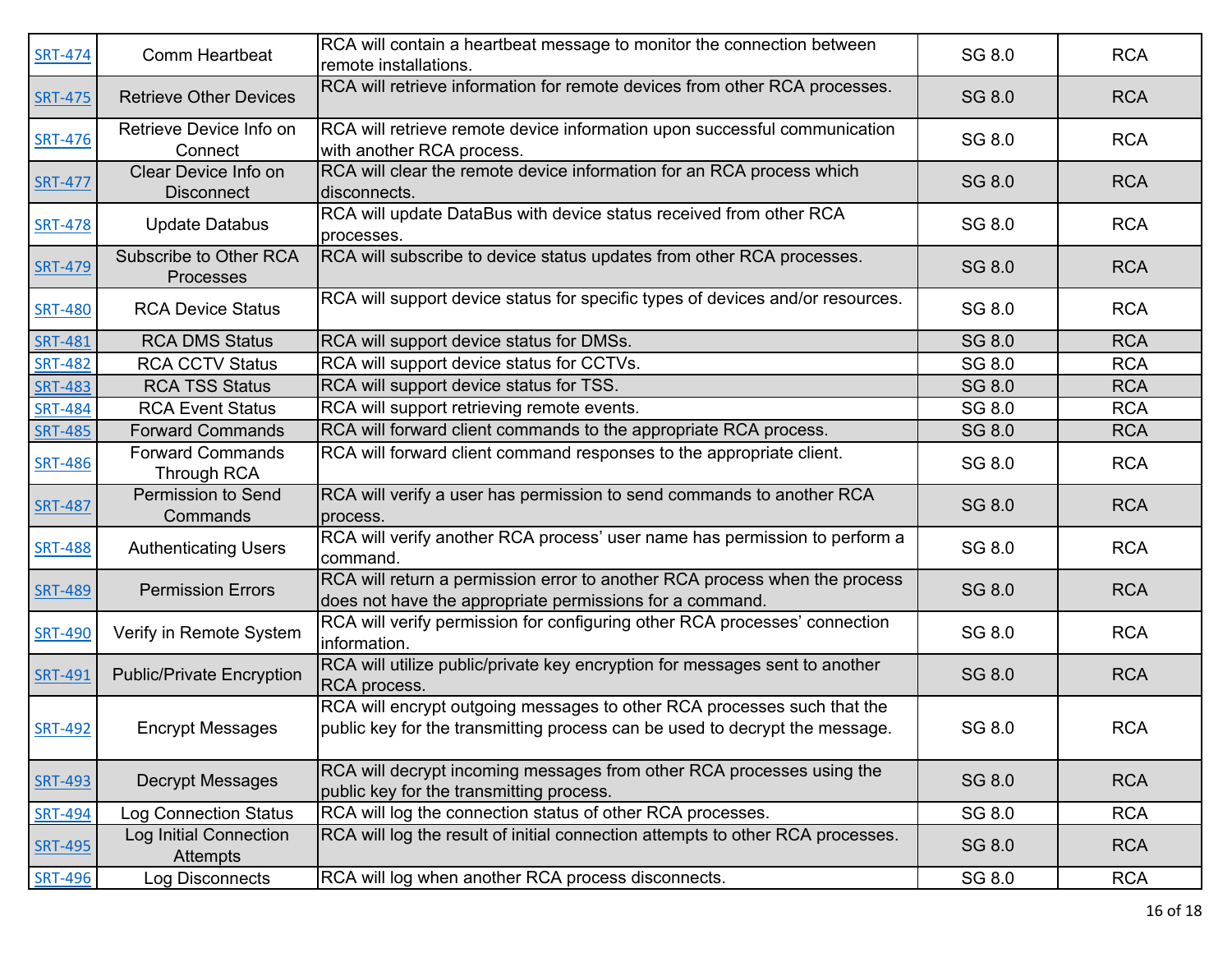| | | | | |
|---|---|---|---|---|
| SRT-474 | Comm Heartbeat | RCA will contain a heartbeat message to monitor the connection between remote installations. | SG 8.0 | RCA |
| SRT-475 | Retrieve Other Devices | RCA will retrieve information for remote devices from other RCA processes. | SG 8.0 | RCA |
| SRT-476 | Retrieve Device Info on Connect | RCA will retrieve remote device information upon successful communication with another RCA process. | SG 8.0 | RCA |
| SRT-477 | Clear Device Info on Disconnect | RCA will clear the remote device information for an RCA process which disconnects. | SG 8.0 | RCA |
| SRT-478 | Update Databus | RCA will update DataBus with device status received from other RCA processes. | SG 8.0 | RCA |
| SRT-479 | Subscribe to Other RCA Processes | RCA will subscribe to device status updates from other RCA processes. | SG 8.0 | RCA |
| SRT-480 | RCA Device Status | RCA will support device status for specific types of devices and/or resources. | SG 8.0 | RCA |
| SRT-481 | RCA DMS Status | RCA will support device status for DMSs. | SG 8.0 | RCA |
| SRT-482 | RCA CCTV Status | RCA will support device status for CCTVs. | SG 8.0 | RCA |
| SRT-483 | RCA TSS Status | RCA will support device status for TSS. | SG 8.0 | RCA |
| SRT-484 | RCA Event Status | RCA will support retrieving remote events. | SG 8.0 | RCA |
| SRT-485 | Forward Commands | RCA will forward client commands to the appropriate RCA process. | SG 8.0 | RCA |
| SRT-486 | Forward Commands Through RCA | RCA will forward client command responses to the appropriate client. | SG 8.0 | RCA |
| SRT-487 | Permission to Send Commands | RCA will verify a user has permission to send commands to another RCA process. | SG 8.0 | RCA |
| SRT-488 | Authenticating Users | RCA will verify another RCA process' user name has permission to perform a command. | SG 8.0 | RCA |
| SRT-489 | Permission Errors | RCA will return a permission error to another RCA process when the process does not have the appropriate permissions for a command. | SG 8.0 | RCA |
| SRT-490 | Verify in Remote System | RCA will verify permission for configuring other RCA processes' connection information. | SG 8.0 | RCA |
| SRT-491 | Public/Private Encryption | RCA will utilize public/private key encryption for messages sent to another RCA process. | SG 8.0 | RCA |
| SRT-492 | Encrypt Messages | RCA will encrypt outgoing messages to other RCA processes such that the public key for the transmitting process can be used to decrypt the message. | SG 8.0 | RCA |
| SRT-493 | Decrypt Messages | RCA will decrypt incoming messages from other RCA processes using the public key for the transmitting process. | SG 8.0 | RCA |
| SRT-494 | Log Connection Status | RCA will log the connection status of other RCA processes. | SG 8.0 | RCA |
| SRT-495 | Log Initial Connection Attempts | RCA will log the result of initial connection attempts to other RCA processes. | SG 8.0 | RCA |
| SRT-496 | Log Disconnects | RCA will log when another RCA process disconnects. | SG 8.0 | RCA |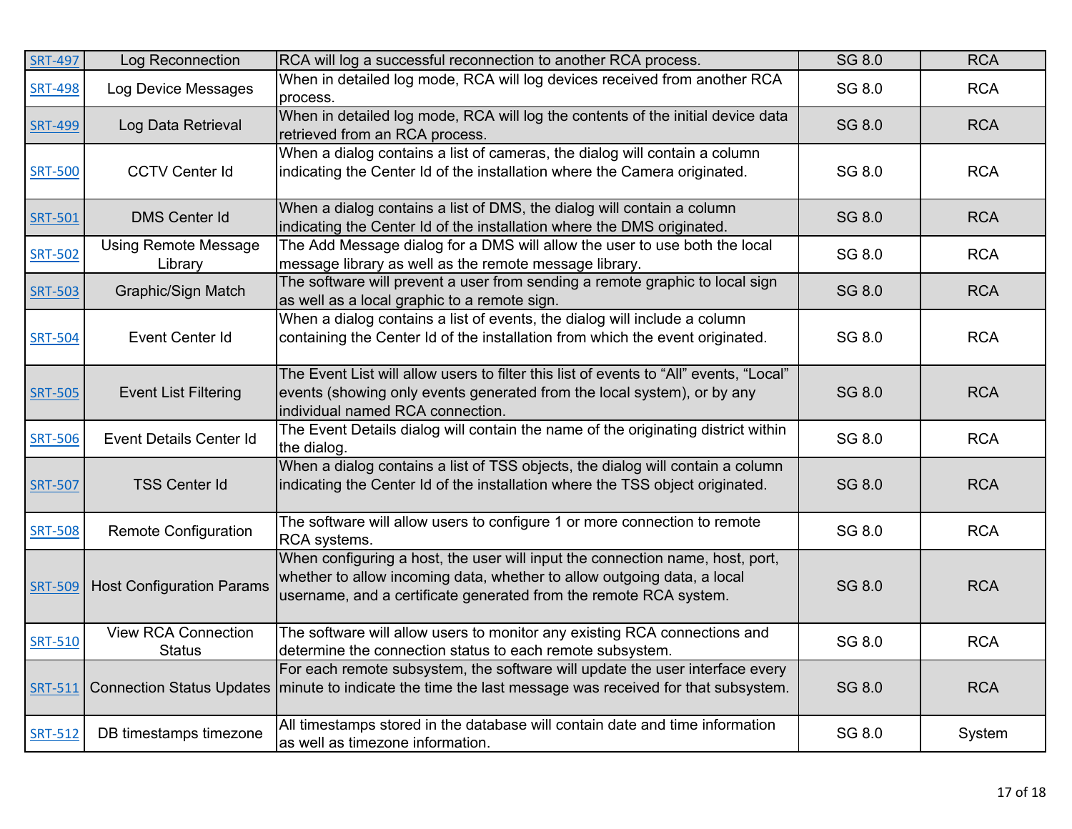| | | | | |
|---|---|---|---|---|
| SRT-497 | Log Reconnection | RCA will log a successful reconnection to another RCA process. | SG 8.0 | RCA |
| SRT-498 | Log Device Messages | When in detailed log mode, RCA will log devices received from another RCA process. | SG 8.0 | RCA |
| SRT-499 | Log Data Retrieval | When in detailed log mode, RCA will log the contents of the initial device data retrieved from an RCA process. | SG 8.0 | RCA |
| SRT-500 | CCTV Center Id | When a dialog contains a list of cameras, the dialog will contain a column indicating the Center Id of the installation where the Camera originated. | SG 8.0 | RCA |
| SRT-501 | DMS Center Id | When a dialog contains a list of DMS, the dialog will contain a column indicating the Center Id of the installation where the DMS originated. | SG 8.0 | RCA |
| SRT-502 | Using Remote Message Library | The Add Message dialog for a DMS will allow the user to use both the local message library as well as the remote message library. | SG 8.0 | RCA |
| SRT-503 | Graphic/Sign Match | The software will prevent a user from sending a remote graphic to local sign as well as a local graphic to a remote sign. | SG 8.0 | RCA |
| SRT-504 | Event Center Id | When a dialog contains a list of events, the dialog will include a column containing the Center Id of the installation from which the event originated. | SG 8.0 | RCA |
| SRT-505 | Event List Filtering | The Event List will allow users to filter this list of events to “All” events, “Local” events (showing only events generated from the local system), or by any individual named RCA connection. | SG 8.0 | RCA |
| SRT-506 | Event Details Center Id | The Event Details dialog will contain the name of the originating district within the dialog. | SG 8.0 | RCA |
| SRT-507 | TSS Center Id | When a dialog contains a list of TSS objects, the dialog will contain a column indicating the Center Id of the installation where the TSS object originated. | SG 8.0 | RCA |
| SRT-508 | Remote Configuration | The software will allow users to configure 1 or more connection to remote RCA systems. | SG 8.0 | RCA |
| SRT-509 | Host Configuration Params | When configuring a host, the user will input the connection name, host, port, whether to allow incoming data, whether to allow outgoing data, a local username, and a certificate generated from the remote RCA system. | SG 8.0 | RCA |
| SRT-510 | View RCA Connection Status | The software will allow users to monitor any existing RCA connections and determine the connection status to each remote subsystem. | SG 8.0 | RCA |
| SRT-511 | Connection Status Updates | For each remote subsystem, the software will update the user interface every minute to indicate the time the last message was received for that subsystem. | SG 8.0 | RCA |
| SRT-512 | DB timestamps timezone | All timestamps stored in the database will contain date and time information as well as timezone information. | SG 8.0 | System |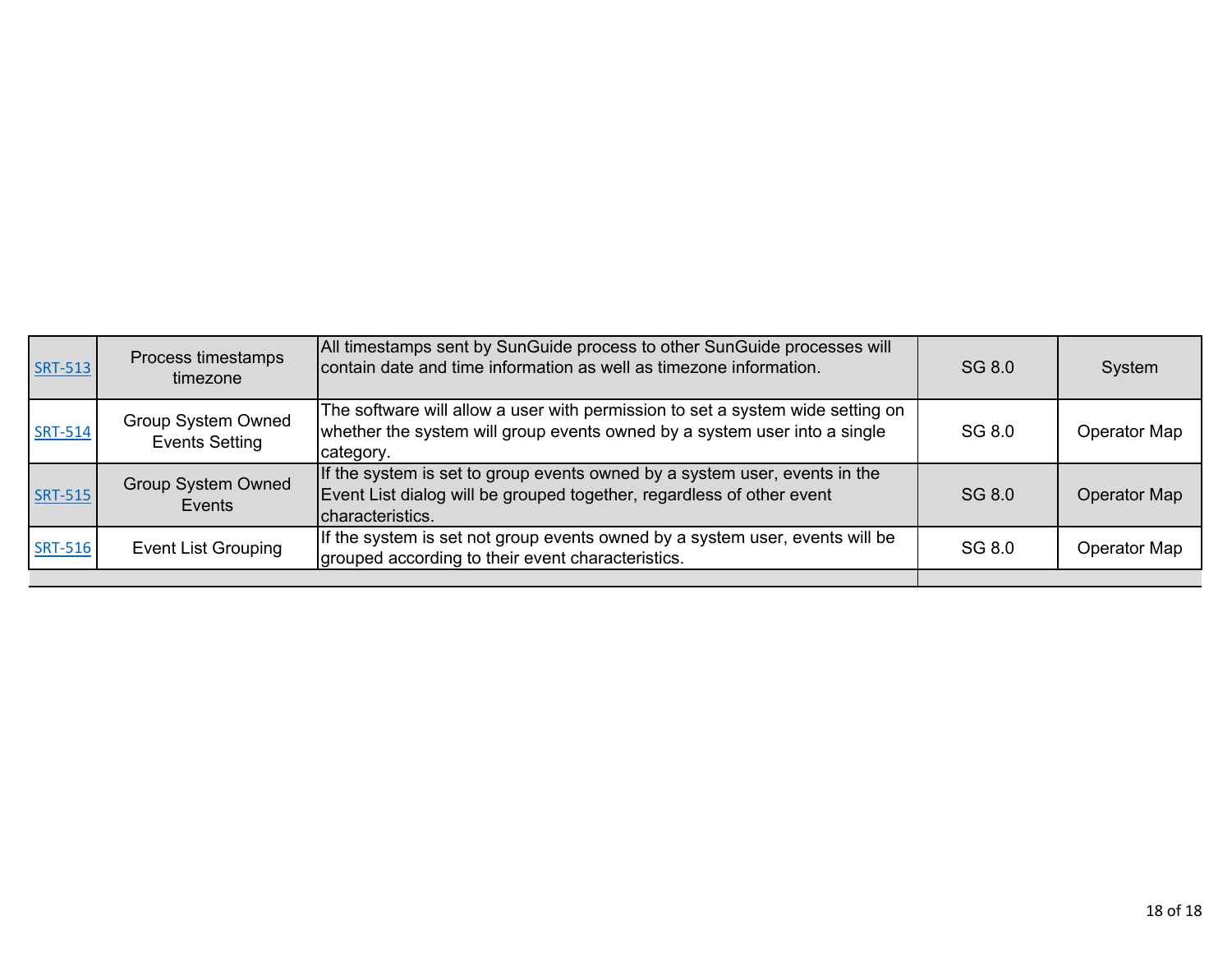| | | | | |
|---|---|---|---|---|
| SRT-513 | Process timestamps timezone | All timestamps sent by SunGuide process to other SunGuide processes will contain date and time information as well as timezone information. | SG 8.0 | System |
| SRT-514 | Group System Owned Events Setting | The software will allow a user with permission to set a system wide setting on whether the system will group events owned by a system user into a single category. | SG 8.0 | Operator Map |
| SRT-515 | Group System Owned Events | If the system is set to group events owned by a system user, events in the Event List dialog will be grouped together, regardless of other event characteristics. | SG 8.0 | Operator Map |
| SRT-516 | Event List Grouping | If the system is set not group events owned by a system user, events will be grouped according to their event characteristics. | SG 8.0 | Operator Map |